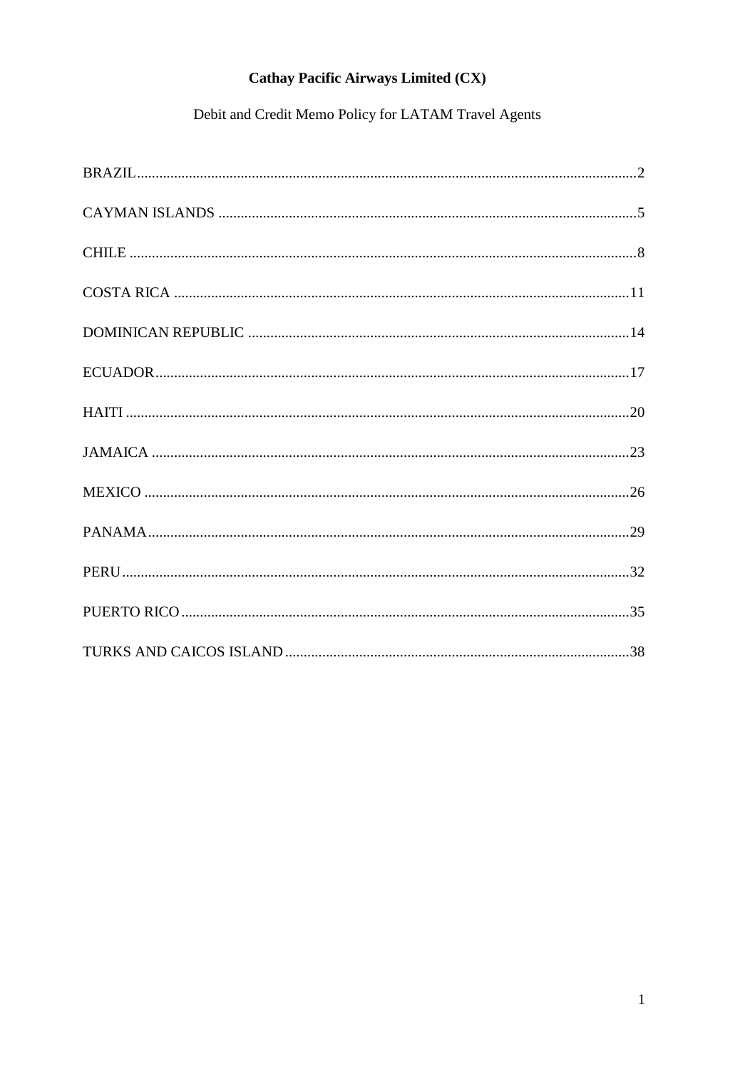**Cathay Pacific Airways Limited (CX)**

Debit and Credit Memo Policy for LATAM Travel Agents

BRAZIL....................................................................................................................................2

CAYMAN ISLANDS ...............................................................................................................5

CHILE ......................................................................................................................................8

COSTA RICA .........................................................................................................................11

DOMINICAN REPUBLIC .....................................................................................................14

ECUADOR..............................................................................................................................17

HAITI ......................................................................................................................................20

JAMAICA ...............................................................................................................................23

MEXICO .................................................................................................................................26

PANAMA................................................................................................................................29

PERU.......................................................................................................................................32

PUERTO RICO.......................................................................................................................35

TURKS AND CAICOS ISLAND...........................................................................................38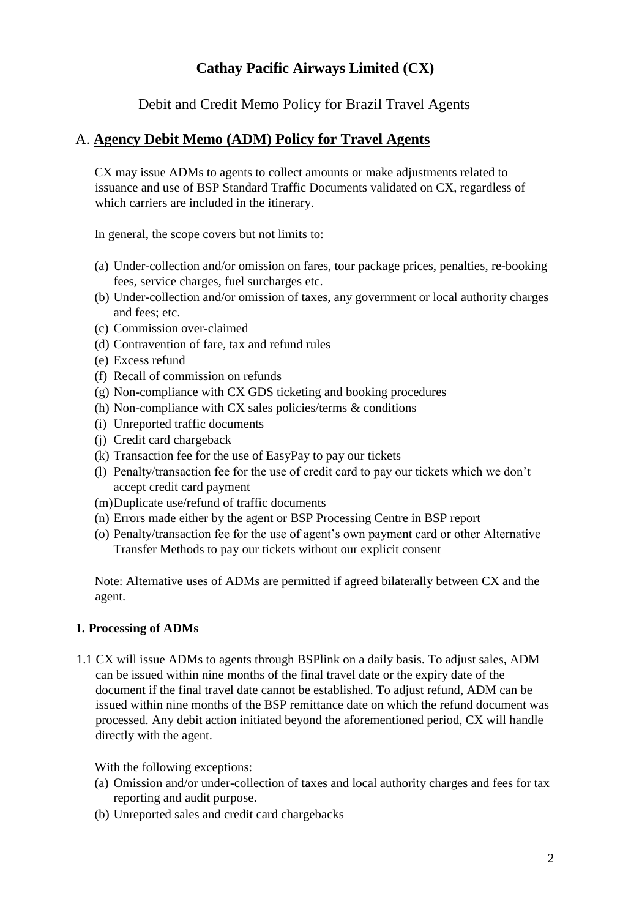# Cathay Pacific Airways Limited (CX)

## Debit and Credit Memo Policy for Brazil Travel Agents

## A. **Agency Debit Memo (ADM) Policy for Travel Agents**

CX may issue ADMs to agents to collect amounts or make adjustments related to issuance and use of BSP Standard Traffic Documents validated on CX, regardless of which carriers are included in the itinerary.

In general, the scope covers but not limits to:

(a) Under-collection and/or omission on fares, tour package prices, penalties, re-booking fees, service charges, fuel surcharges etc.
(b) Under-collection and/or omission of taxes, any government or local authority charges and fees; etc.
(c) Commission over-claimed
(d) Contravention of fare, tax and refund rules
(e) Excess refund
(f) Recall of commission on refunds
(g) Non-compliance with CX GDS ticketing and booking procedures
(h) Non-compliance with CX sales policies/terms & conditions
(i) Unreported traffic documents
(j) Credit card chargeback
(k) Transaction fee for the use of EasyPay to pay our tickets
(l) Penalty/transaction fee for the use of credit card to pay our tickets which we don't accept credit card payment
(m) Duplicate use/refund of traffic documents
(n) Errors made either by the agent or BSP Processing Centre in BSP report
(o) Penalty/transaction fee for the use of agent's own payment card or other Alternative Transfer Methods to pay our tickets without our explicit consent

Note: Alternative uses of ADMs are permitted if agreed bilaterally between CX and the agent.

### 1. Processing of ADMs

1.1 CX will issue ADMs to agents through BSPlink on a daily basis. To adjust sales, ADM can be issued within nine months of the final travel date or the expiry date of the document if the final travel date cannot be established. To adjust refund, ADM can be issued within nine months of the BSP remittance date on which the refund document was processed. Any debit action initiated beyond the aforementioned period, CX will handle directly with the agent.

With the following exceptions:

(a) Omission and/or under-collection of taxes and local authority charges and fees for tax reporting and audit purpose.
(b) Unreported sales and credit card chargebacks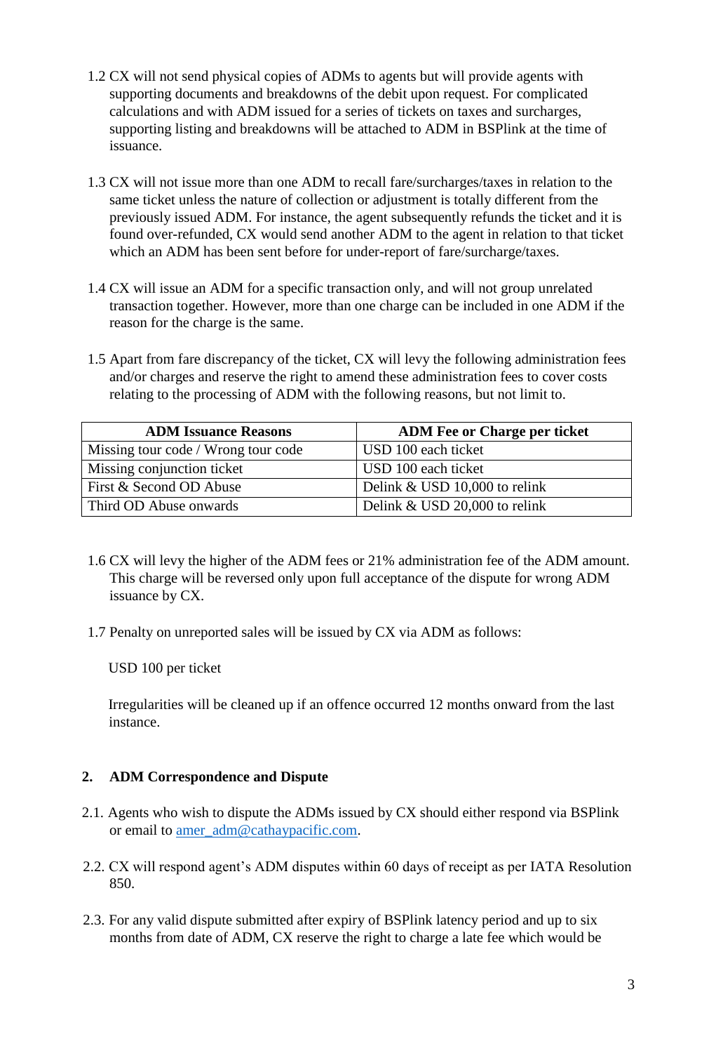1.2 CX will not send physical copies of ADMs to agents but will provide agents with supporting documents and breakdowns of the debit upon request. For complicated calculations and with ADM issued for a series of tickets on taxes and surcharges, supporting listing and breakdowns will be attached to ADM in BSPlink at the time of issuance.

1.3 CX will not issue more than one ADM to recall fare/surcharges/taxes in relation to the same ticket unless the nature of collection or adjustment is totally different from the previously issued ADM. For instance, the agent subsequently refunds the ticket and it is found over-refunded, CX would send another ADM to the agent in relation to that ticket which an ADM has been sent before for under-report of fare/surcharge/taxes.

1.4 CX will issue an ADM for a specific transaction only, and will not group unrelated transaction together. However, more than one charge can be included in one ADM if the reason for the charge is the same.

1.5 Apart from fare discrepancy of the ticket, CX will levy the following administration fees and/or charges and reserve the right to amend these administration fees to cover costs relating to the processing of ADM with the following reasons, but not limit to.

| ADM Issuance Reasons | ADM Fee or Charge per ticket |
|---|---|
| Missing tour code / Wrong tour code | USD 100 each ticket |
| Missing conjunction ticket | USD 100 each ticket |
| First & Second OD Abuse | Delink & USD 10,000 to relink |
| Third OD Abuse onwards | Delink & USD 20,000 to relink |

1.6 CX will levy the higher of the ADM fees or 21% administration fee of the ADM amount. This charge will be reversed only upon full acceptance of the dispute for wrong ADM issuance by CX.

1.7 Penalty on unreported sales will be issued by CX via ADM as follows:

USD 100 per ticket

Irregularities will be cleaned up if an offence occurred 12 months onward from the last instance.

## 2. ADM Correspondence and Dispute

2.1. Agents who wish to dispute the ADMs issued by CX should either respond via BSPlink or email to amer_adm@cathaypacific.com.

2.2. CX will respond agent's ADM disputes within 60 days of receipt as per IATA Resolution 850.

2.3. For any valid dispute submitted after expiry of BSPlink latency period and up to six months from date of ADM, CX reserve the right to charge a late fee which would be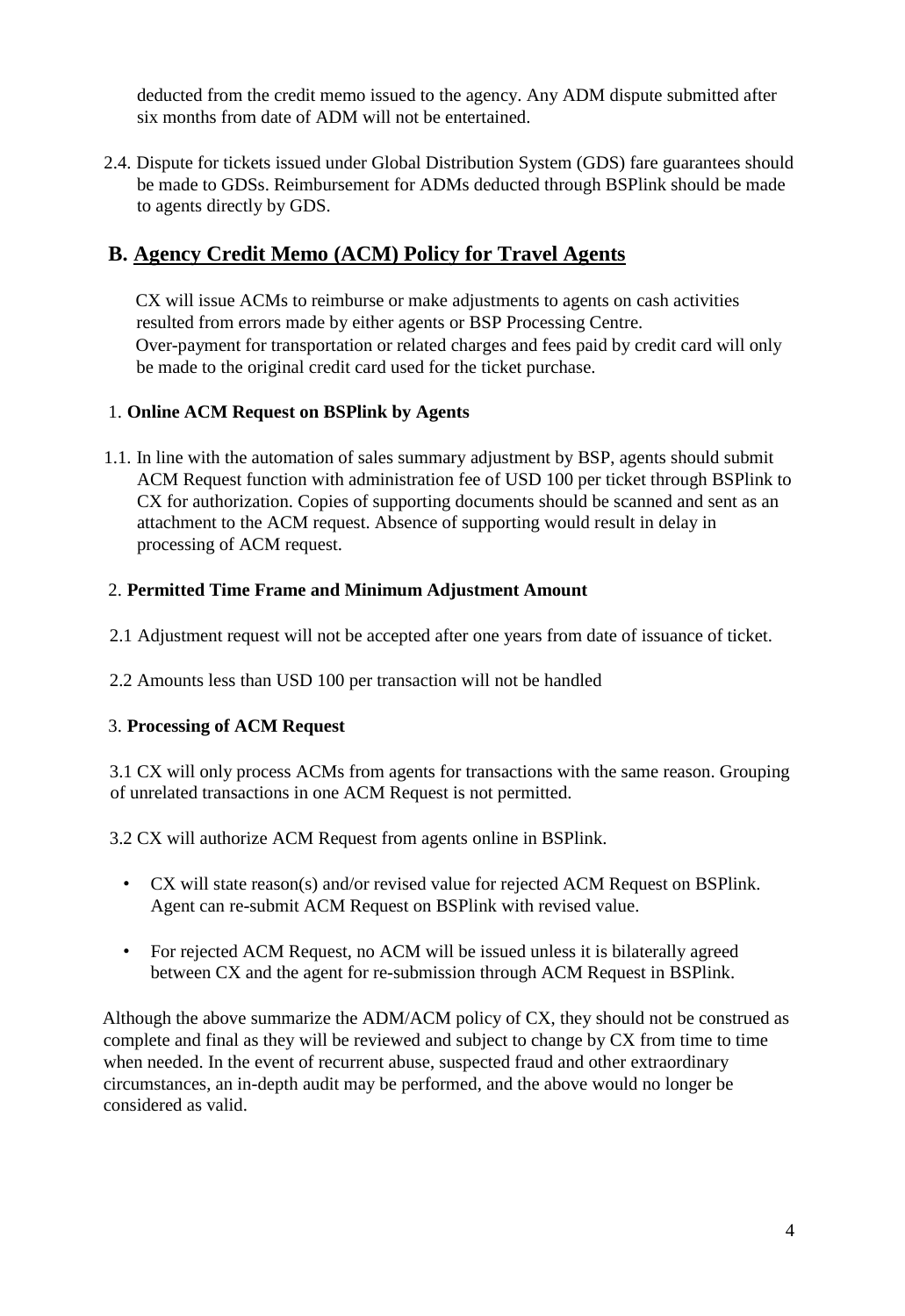deducted from the credit memo issued to the agency. Any ADM dispute submitted after six months from date of ADM will not be entertained.

2.4. Dispute for tickets issued under Global Distribution System (GDS) fare guarantees should be made to GDSs. Reimbursement for ADMs deducted through BSPlink should be made to agents directly by GDS.

## B. Agency Credit Memo (ACM) Policy for Travel Agents

CX will issue ACMs to reimburse or make adjustments to agents on cash activities resulted from errors made by either agents or BSP Processing Centre.
Over-payment for transportation or related charges and fees paid by credit card will only be made to the original credit card used for the ticket purchase.

### 1. Online ACM Request on BSPlink by Agents

1.1. In line with the automation of sales summary adjustment by BSP, agents should submit ACM Request function with administration fee of USD 100 per ticket through BSPlink to CX for authorization. Copies of supporting documents should be scanned and sent as an attachment to the ACM request. Absence of supporting would result in delay in processing of ACM request.

### 2. Permitted Time Frame and Minimum Adjustment Amount

2.1 Adjustment request will not be accepted after one years from date of issuance of ticket.

2.2 Amounts less than USD 100 per transaction will not be handled

### 3. Processing of ACM Request

3.1 CX will only process ACMs from agents for transactions with the same reason. Grouping of unrelated transactions in one ACM Request is not permitted.

3.2 CX will authorize ACM Request from agents online in BSPlink.

- CX will state reason(s) and/or revised value for rejected ACM Request on BSPlink. Agent can re-submit ACM Request on BSPlink with revised value.
- For rejected ACM Request, no ACM will be issued unless it is bilaterally agreed between CX and the agent for re-submission through ACM Request in BSPlink.

Although the above summarize the ADM/ACM policy of CX, they should not be construed as complete and final as they will be reviewed and subject to change by CX from time to time when needed. In the event of recurrent abuse, suspected fraud and other extraordinary circumstances, an in-depth audit may be performed, and the above would no longer be considered as valid.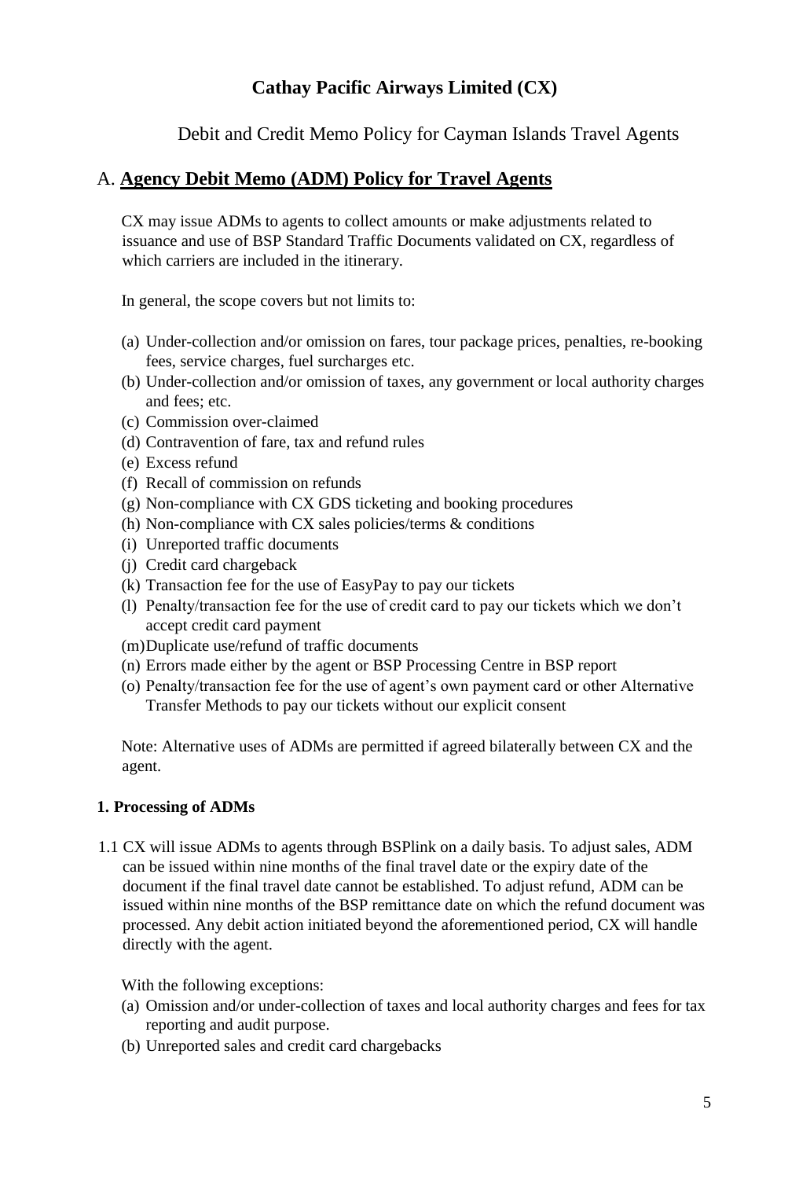# Cathay Pacific Airways Limited (CX)

Debit and Credit Memo Policy for Cayman Islands Travel Agents

## A. **Agency Debit Memo (ADM) Policy for Travel Agents**

CX may issue ADMs to agents to collect amounts or make adjustments related to issuance and use of BSP Standard Traffic Documents validated on CX, regardless of which carriers are included in the itinerary.

In general, the scope covers but not limits to:

(a) Under-collection and/or omission on fares, tour package prices, penalties, re-booking fees, service charges, fuel surcharges etc.
(b) Under-collection and/or omission of taxes, any government or local authority charges and fees; etc.
(c) Commission over-claimed
(d) Contravention of fare, tax and refund rules
(e) Excess refund
(f) Recall of commission on refunds
(g) Non-compliance with CX GDS ticketing and booking procedures
(h) Non-compliance with CX sales policies/terms & conditions
(i) Unreported traffic documents
(j) Credit card chargeback
(k) Transaction fee for the use of EasyPay to pay our tickets
(l) Penalty/transaction fee for the use of credit card to pay our tickets which we don't accept credit card payment
(m) Duplicate use/refund of traffic documents
(n) Errors made either by the agent or BSP Processing Centre in BSP report
(o) Penalty/transaction fee for the use of agent's own payment card or other Alternative Transfer Methods to pay our tickets without our explicit consent

Note: Alternative uses of ADMs are permitted if agreed bilaterally between CX and the agent.

#### 1. Processing of ADMs

1.1 CX will issue ADMs to agents through BSPlink on a daily basis. To adjust sales, ADM can be issued within nine months of the final travel date or the expiry date of the document if the final travel date cannot be established. To adjust refund, ADM can be issued within nine months of the BSP remittance date on which the refund document was processed. Any debit action initiated beyond the aforementioned period, CX will handle directly with the agent.

With the following exceptions:

(a) Omission and/or under-collection of taxes and local authority charges and fees for tax reporting and audit purpose.
(b) Unreported sales and credit card chargebacks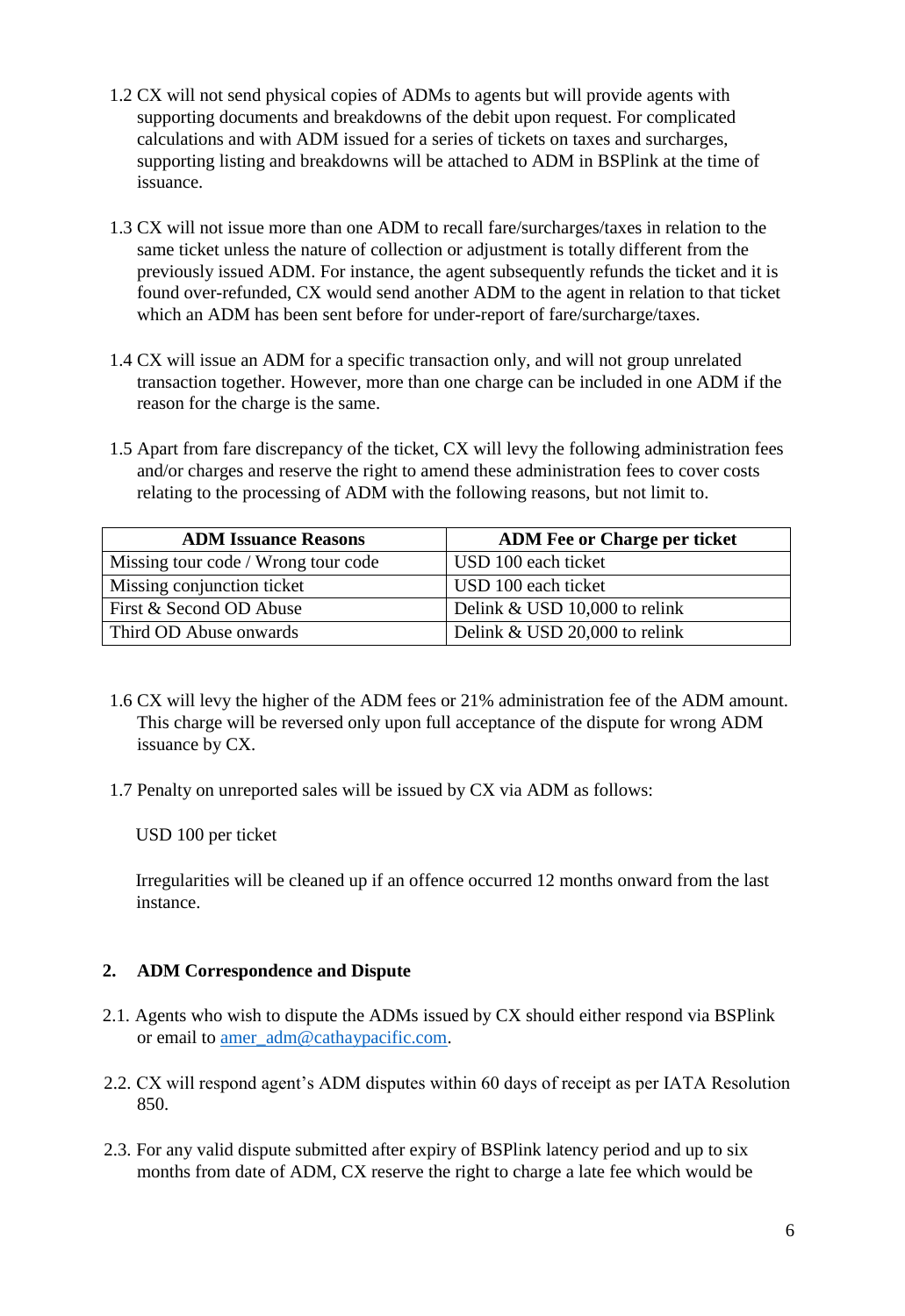1.2 CX will not send physical copies of ADMs to agents but will provide agents with supporting documents and breakdowns of the debit upon request. For complicated calculations and with ADM issued for a series of tickets on taxes and surcharges, supporting listing and breakdowns will be attached to ADM in BSPlink at the time of issuance.

1.3 CX will not issue more than one ADM to recall fare/surcharges/taxes in relation to the same ticket unless the nature of collection or adjustment is totally different from the previously issued ADM. For instance, the agent subsequently refunds the ticket and it is found over-refunded, CX would send another ADM to the agent in relation to that ticket which an ADM has been sent before for under-report of fare/surcharge/taxes.

1.4 CX will issue an ADM for a specific transaction only, and will not group unrelated transaction together. However, more than one charge can be included in one ADM if the reason for the charge is the same.

1.5 Apart from fare discrepancy of the ticket, CX will levy the following administration fees and/or charges and reserve the right to amend these administration fees to cover costs relating to the processing of ADM with the following reasons, but not limit to.

| ADM Issuance Reasons | ADM Fee or Charge per ticket |
|---|---|
| Missing tour code / Wrong tour code | USD 100 each ticket |
| Missing conjunction ticket | USD 100 each ticket |
| First & Second OD Abuse | Delink & USD 10,000 to relink |
| Third OD Abuse onwards | Delink & USD 20,000 to relink |

1.6 CX will levy the higher of the ADM fees or 21% administration fee of the ADM amount. This charge will be reversed only upon full acceptance of the dispute for wrong ADM issuance by CX.

1.7 Penalty on unreported sales will be issued by CX via ADM as follows:

USD 100 per ticket

Irregularities will be cleaned up if an offence occurred 12 months onward from the last instance.

## 2. ADM Correspondence and Dispute

2.1. Agents who wish to dispute the ADMs issued by CX should either respond via BSPlink or email to amer_adm@cathaypacific.com.

2.2. CX will respond agent's ADM disputes within 60 days of receipt as per IATA Resolution 850.

2.3. For any valid dispute submitted after expiry of BSPlink latency period and up to six months from date of ADM, CX reserve the right to charge a late fee which would be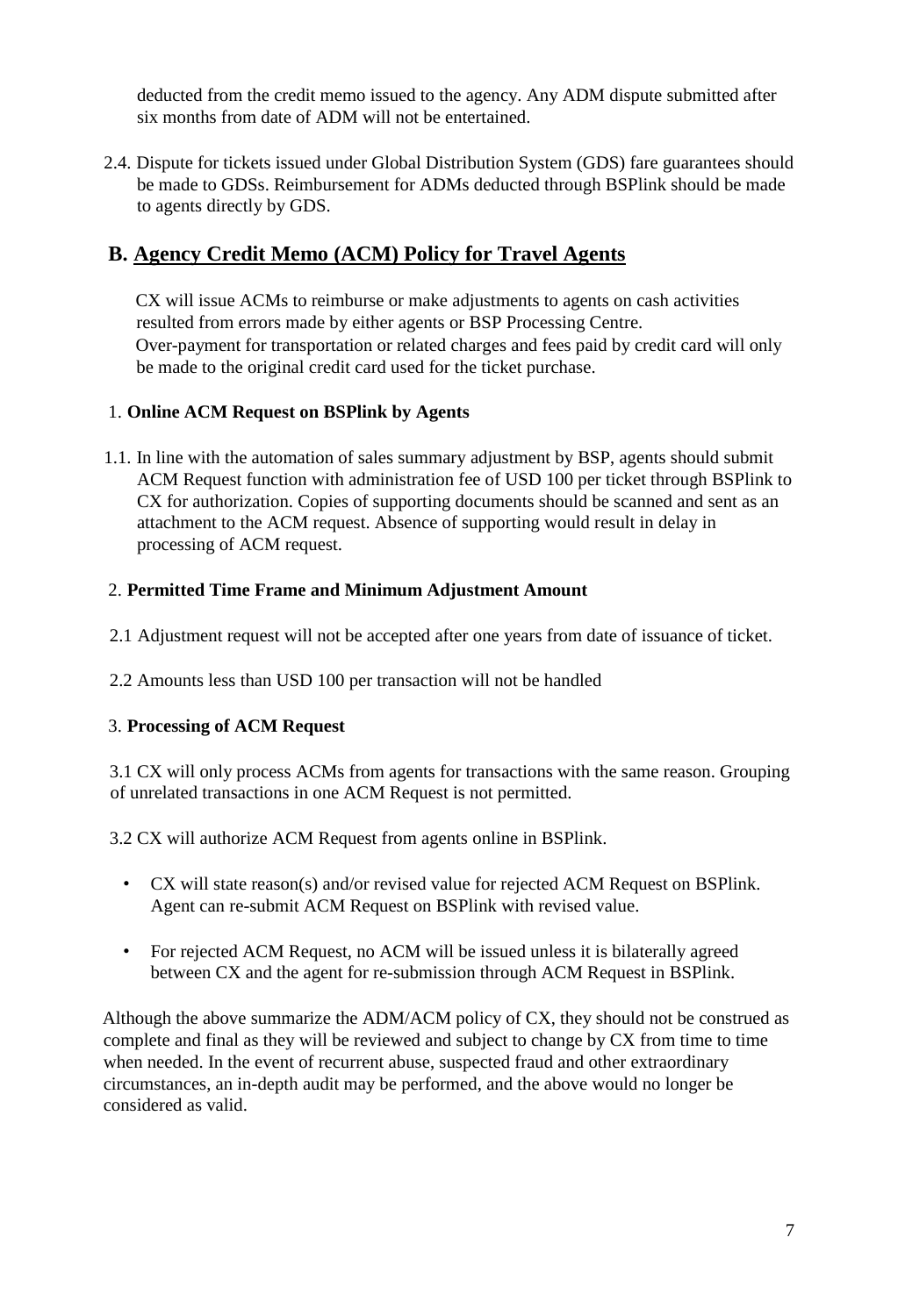deducted from the credit memo issued to the agency. Any ADM dispute submitted after six months from date of ADM will not be entertained.

2.4. Dispute for tickets issued under Global Distribution System (GDS) fare guarantees should be made to GDSs. Reimbursement for ADMs deducted through BSPlink should be made to agents directly by GDS.

## B. Agency Credit Memo (ACM) Policy for Travel Agents

CX will issue ACMs to reimburse or make adjustments to agents on cash activities resulted from errors made by either agents or BSP Processing Centre.
Over-payment for transportation or related charges and fees paid by credit card will only be made to the original credit card used for the ticket purchase.

1. **Online ACM Request on BSPlink by Agents**

1.1. In line with the automation of sales summary adjustment by BSP, agents should submit ACM Request function with administration fee of USD 100 per ticket through BSPlink to CX for authorization. Copies of supporting documents should be scanned and sent as an attachment to the ACM request. Absence of supporting would result in delay in processing of ACM request.

2. **Permitted Time Frame and Minimum Adjustment Amount**

2.1 Adjustment request will not be accepted after one years from date of issuance of ticket.

2.2 Amounts less than USD 100 per transaction will not be handled

3. **Processing of ACM Request**

3.1 CX will only process ACMs from agents for transactions with the same reason. Grouping of unrelated transactions in one ACM Request is not permitted.

3.2 CX will authorize ACM Request from agents online in BSPlink.

- CX will state reason(s) and/or revised value for rejected ACM Request on BSPlink. Agent can re-submit ACM Request on BSPlink with revised value.
- For rejected ACM Request, no ACM will be issued unless it is bilaterally agreed between CX and the agent for re-submission through ACM Request in BSPlink.

Although the above summarize the ADM/ACM policy of CX, they should not be construed as complete and final as they will be reviewed and subject to change by CX from time to time when needed. In the event of recurrent abuse, suspected fraud and other extraordinary circumstances, an in-depth audit may be performed, and the above would no longer be considered as valid.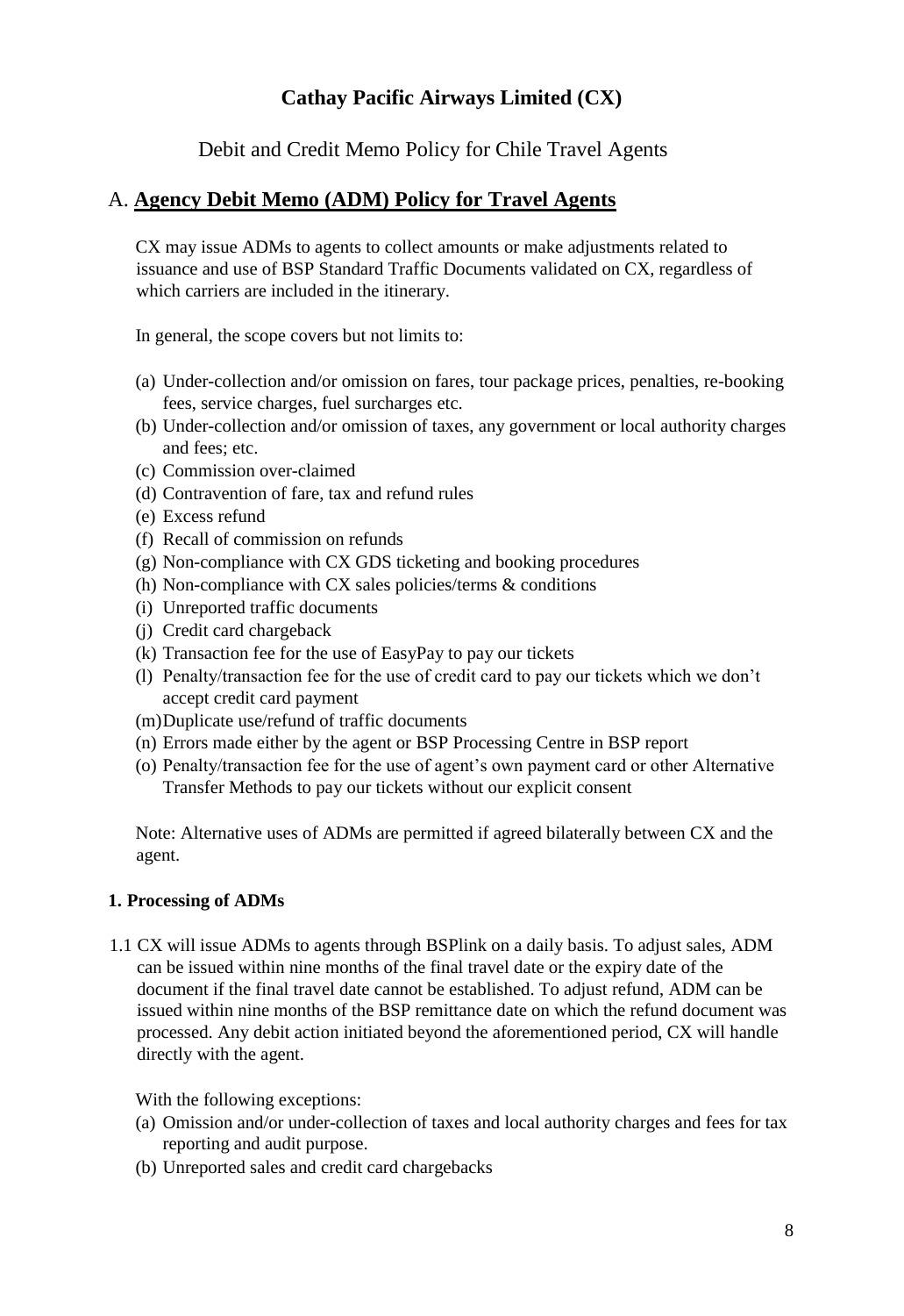# Cathay Pacific Airways Limited (CX)

Debit and Credit Memo Policy for Chile Travel Agents

## A. **Agency Debit Memo (ADM) Policy for Travel Agents**

CX may issue ADMs to agents to collect amounts or make adjustments related to issuance and use of BSP Standard Traffic Documents validated on CX, regardless of which carriers are included in the itinerary.

In general, the scope covers but not limits to:

(a) Under-collection and/or omission on fares, tour package prices, penalties, re-booking fees, service charges, fuel surcharges etc.
(b) Under-collection and/or omission of taxes, any government or local authority charges and fees; etc.
(c) Commission over-claimed
(d) Contravention of fare, tax and refund rules
(e) Excess refund
(f) Recall of commission on refunds
(g) Non-compliance with CX GDS ticketing and booking procedures
(h) Non-compliance with CX sales policies/terms & conditions
(i) Unreported traffic documents
(j) Credit card chargeback
(k) Transaction fee for the use of EasyPay to pay our tickets
(l) Penalty/transaction fee for the use of credit card to pay our tickets which we don't accept credit card payment
(m) Duplicate use/refund of traffic documents
(n) Errors made either by the agent or BSP Processing Centre in BSP report
(o) Penalty/transaction fee for the use of agent's own payment card or other Alternative Transfer Methods to pay our tickets without our explicit consent

Note: Alternative uses of ADMs are permitted if agreed bilaterally between CX and the agent.

#### 1. Processing of ADMs

1.1 CX will issue ADMs to agents through BSPlink on a daily basis. To adjust sales, ADM can be issued within nine months of the final travel date or the expiry date of the document if the final travel date cannot be established. To adjust refund, ADM can be issued within nine months of the BSP remittance date on which the refund document was processed. Any debit action initiated beyond the aforementioned period, CX will handle directly with the agent.

With the following exceptions:

(a) Omission and/or under-collection of taxes and local authority charges and fees for tax reporting and audit purpose.
(b) Unreported sales and credit card chargebacks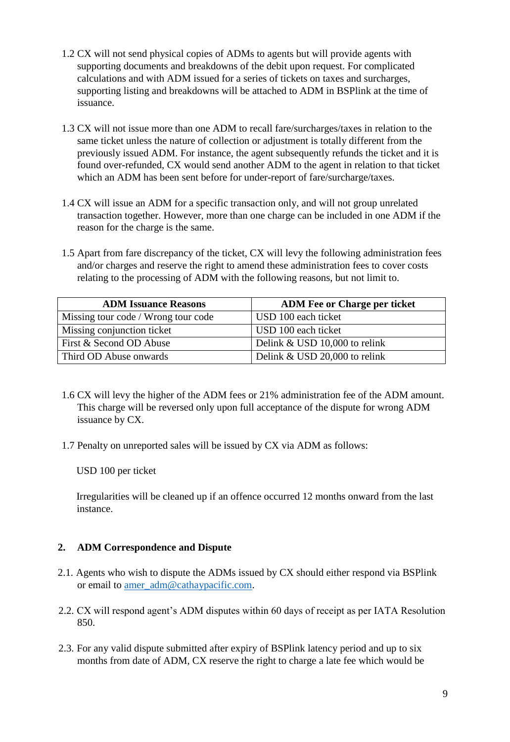1.2 CX will not send physical copies of ADMs to agents but will provide agents with supporting documents and breakdowns of the debit upon request. For complicated calculations and with ADM issued for a series of tickets on taxes and surcharges, supporting listing and breakdowns will be attached to ADM in BSPlink at the time of issuance.

1.3 CX will not issue more than one ADM to recall fare/surcharges/taxes in relation to the same ticket unless the nature of collection or adjustment is totally different from the previously issued ADM. For instance, the agent subsequently refunds the ticket and it is found over-refunded, CX would send another ADM to the agent in relation to that ticket which an ADM has been sent before for under-report of fare/surcharge/taxes.

1.4 CX will issue an ADM for a specific transaction only, and will not group unrelated transaction together. However, more than one charge can be included in one ADM if the reason for the charge is the same.

1.5 Apart from fare discrepancy of the ticket, CX will levy the following administration fees and/or charges and reserve the right to amend these administration fees to cover costs relating to the processing of ADM with the following reasons, but not limit to.

| ADM Issuance Reasons | ADM Fee or Charge per ticket |
|---|---|
| Missing tour code / Wrong tour code | USD 100 each ticket |
| Missing conjunction ticket | USD 100 each ticket |
| First & Second OD Abuse | Delink & USD 10,000 to relink |
| Third OD Abuse onwards | Delink & USD 20,000 to relink |

1.6 CX will levy the higher of the ADM fees or 21% administration fee of the ADM amount. This charge will be reversed only upon full acceptance of the dispute for wrong ADM issuance by CX.

1.7 Penalty on unreported sales will be issued by CX via ADM as follows:

USD 100 per ticket

Irregularities will be cleaned up if an offence occurred 12 months onward from the last instance.

## 2. ADM Correspondence and Dispute

2.1. Agents who wish to dispute the ADMs issued by CX should either respond via BSPlink or email to amer_adm@cathaypacific.com.

2.2. CX will respond agent's ADM disputes within 60 days of receipt as per IATA Resolution 850.

2.3. For any valid dispute submitted after expiry of BSPlink latency period and up to six months from date of ADM, CX reserve the right to charge a late fee which would be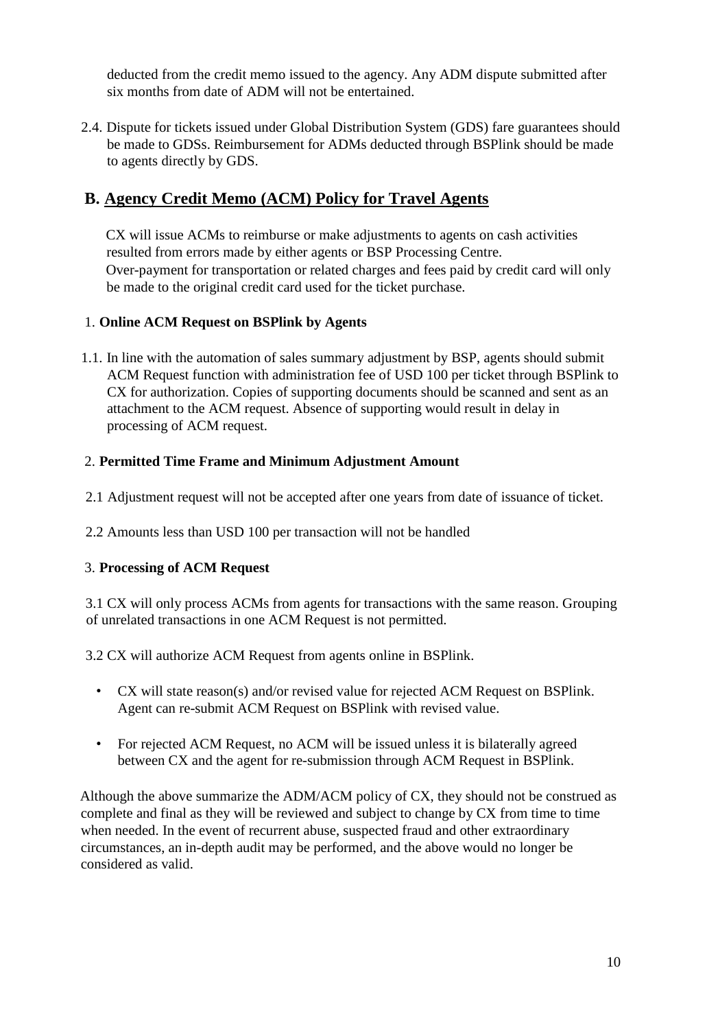deducted from the credit memo issued to the agency. Any ADM dispute submitted after six months from date of ADM will not be entertained.

2.4. Dispute for tickets issued under Global Distribution System (GDS) fare guarantees should be made to GDSs. Reimbursement for ADMs deducted through BSPlink should be made to agents directly by GDS.

## B. Agency Credit Memo (ACM) Policy for Travel Agents

CX will issue ACMs to reimburse or make adjustments to agents on cash activities resulted from errors made by either agents or BSP Processing Centre. Over-payment for transportation or related charges and fees paid by credit card will only be made to the original credit card used for the ticket purchase.

1. **Online ACM Request on BSPlink by Agents**

1.1. In line with the automation of sales summary adjustment by BSP, agents should submit ACM Request function with administration fee of USD 100 per ticket through BSPlink to CX for authorization. Copies of supporting documents should be scanned and sent as an attachment to the ACM request. Absence of supporting would result in delay in processing of ACM request.

2. **Permitted Time Frame and Minimum Adjustment Amount**

2.1 Adjustment request will not be accepted after one years from date of issuance of ticket.

2.2 Amounts less than USD 100 per transaction will not be handled

3. **Processing of ACM Request**

3.1 CX will only process ACMs from agents for transactions with the same reason. Grouping of unrelated transactions in one ACM Request is not permitted.

3.2 CX will authorize ACM Request from agents online in BSPlink.

- CX will state reason(s) and/or revised value for rejected ACM Request on BSPlink. Agent can re-submit ACM Request on BSPlink with revised value.
- For rejected ACM Request, no ACM will be issued unless it is bilaterally agreed between CX and the agent for re-submission through ACM Request in BSPlink.

Although the above summarize the ADM/ACM policy of CX, they should not be construed as complete and final as they will be reviewed and subject to change by CX from time to time when needed. In the event of recurrent abuse, suspected fraud and other extraordinary circumstances, an in-depth audit may be performed, and the above would no longer be considered as valid.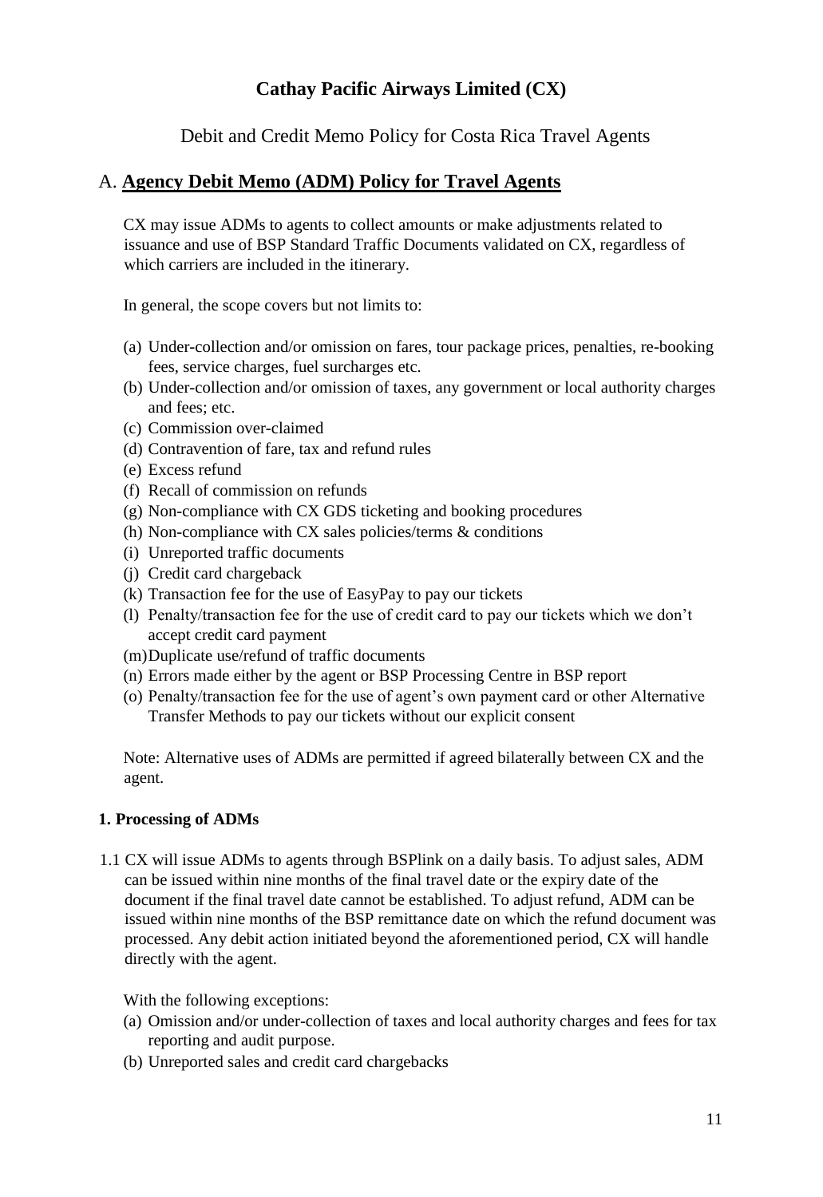# Cathay Pacific Airways Limited (CX)

Debit and Credit Memo Policy for Costa Rica Travel Agents

## A. Agency Debit Memo (ADM) Policy for Travel Agents

CX may issue ADMs to agents to collect amounts or make adjustments related to issuance and use of BSP Standard Traffic Documents validated on CX, regardless of which carriers are included in the itinerary.

In general, the scope covers but not limits to:

(a) Under-collection and/or omission on fares, tour package prices, penalties, re-booking fees, service charges, fuel surcharges etc.
(b) Under-collection and/or omission of taxes, any government or local authority charges and fees; etc.
(c) Commission over-claimed
(d) Contravention of fare, tax and refund rules
(e) Excess refund
(f) Recall of commission on refunds
(g) Non-compliance with CX GDS ticketing and booking procedures
(h) Non-compliance with CX sales policies/terms & conditions
(i) Unreported traffic documents
(j) Credit card chargeback
(k) Transaction fee for the use of EasyPay to pay our tickets
(l) Penalty/transaction fee for the use of credit card to pay our tickets which we don't accept credit card payment
(m) Duplicate use/refund of traffic documents
(n) Errors made either by the agent or BSP Processing Centre in BSP report
(o) Penalty/transaction fee for the use of agent's own payment card or other Alternative Transfer Methods to pay our tickets without our explicit consent

Note: Alternative uses of ADMs are permitted if agreed bilaterally between CX and the agent.

### 1. Processing of ADMs

1.1 CX will issue ADMs to agents through BSPlink on a daily basis. To adjust sales, ADM can be issued within nine months of the final travel date or the expiry date of the document if the final travel date cannot be established. To adjust refund, ADM can be issued within nine months of the BSP remittance date on which the refund document was processed. Any debit action initiated beyond the aforementioned period, CX will handle directly with the agent.

With the following exceptions:

(a) Omission and/or under-collection of taxes and local authority charges and fees for tax reporting and audit purpose.
(b) Unreported sales and credit card chargebacks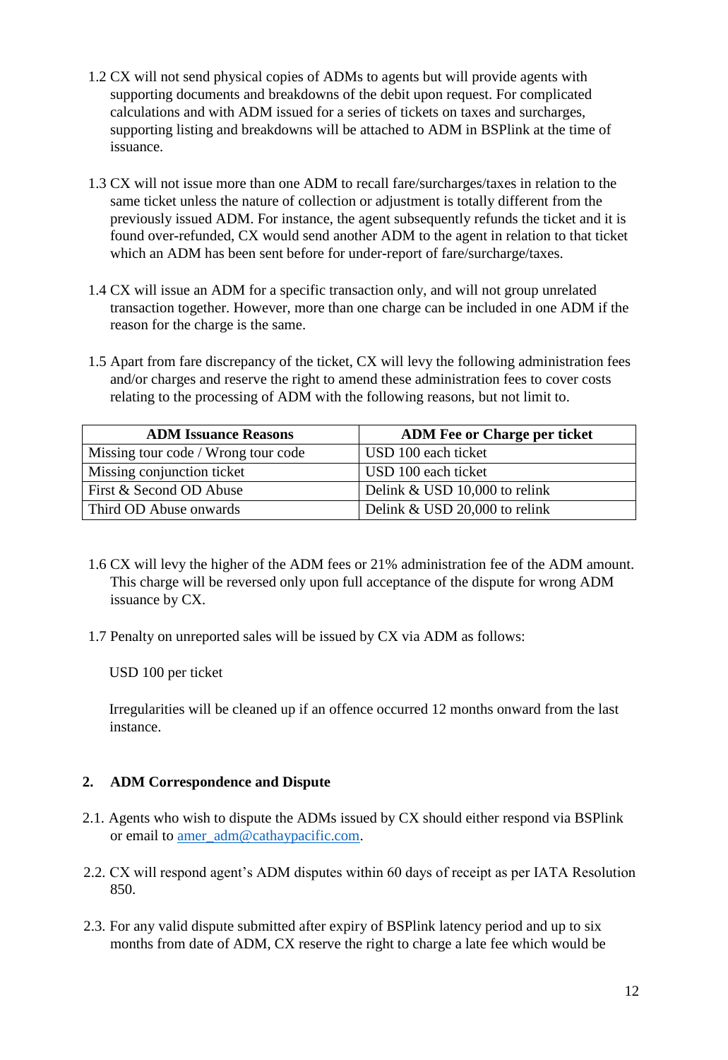1.2 CX will not send physical copies of ADMs to agents but will provide agents with supporting documents and breakdowns of the debit upon request. For complicated calculations and with ADM issued for a series of tickets on taxes and surcharges, supporting listing and breakdowns will be attached to ADM in BSPlink at the time of issuance.

1.3 CX will not issue more than one ADM to recall fare/surcharges/taxes in relation to the same ticket unless the nature of collection or adjustment is totally different from the previously issued ADM. For instance, the agent subsequently refunds the ticket and it is found over-refunded, CX would send another ADM to the agent in relation to that ticket which an ADM has been sent before for under-report of fare/surcharge/taxes.

1.4 CX will issue an ADM for a specific transaction only, and will not group unrelated transaction together. However, more than one charge can be included in one ADM if the reason for the charge is the same.

1.5 Apart from fare discrepancy of the ticket, CX will levy the following administration fees and/or charges and reserve the right to amend these administration fees to cover costs relating to the processing of ADM with the following reasons, but not limit to.

| ADM Issuance Reasons | ADM Fee or Charge per ticket |
|---|---|
| Missing tour code / Wrong tour code | USD 100 each ticket |
| Missing conjunction ticket | USD 100 each ticket |
| First & Second OD Abuse | Delink & USD 10,000 to relink |
| Third OD Abuse onwards | Delink & USD 20,000 to relink |

1.6 CX will levy the higher of the ADM fees or 21% administration fee of the ADM amount. This charge will be reversed only upon full acceptance of the dispute for wrong ADM issuance by CX.

1.7 Penalty on unreported sales will be issued by CX via ADM as follows:

USD 100 per ticket

Irregularities will be cleaned up if an offence occurred 12 months onward from the last instance.

## 2. ADM Correspondence and Dispute

2.1. Agents who wish to dispute the ADMs issued by CX should either respond via BSPlink or email to amer_adm@cathaypacific.com.

2.2. CX will respond agent's ADM disputes within 60 days of receipt as per IATA Resolution 850.

2.3. For any valid dispute submitted after expiry of BSPlink latency period and up to six months from date of ADM, CX reserve the right to charge a late fee which would be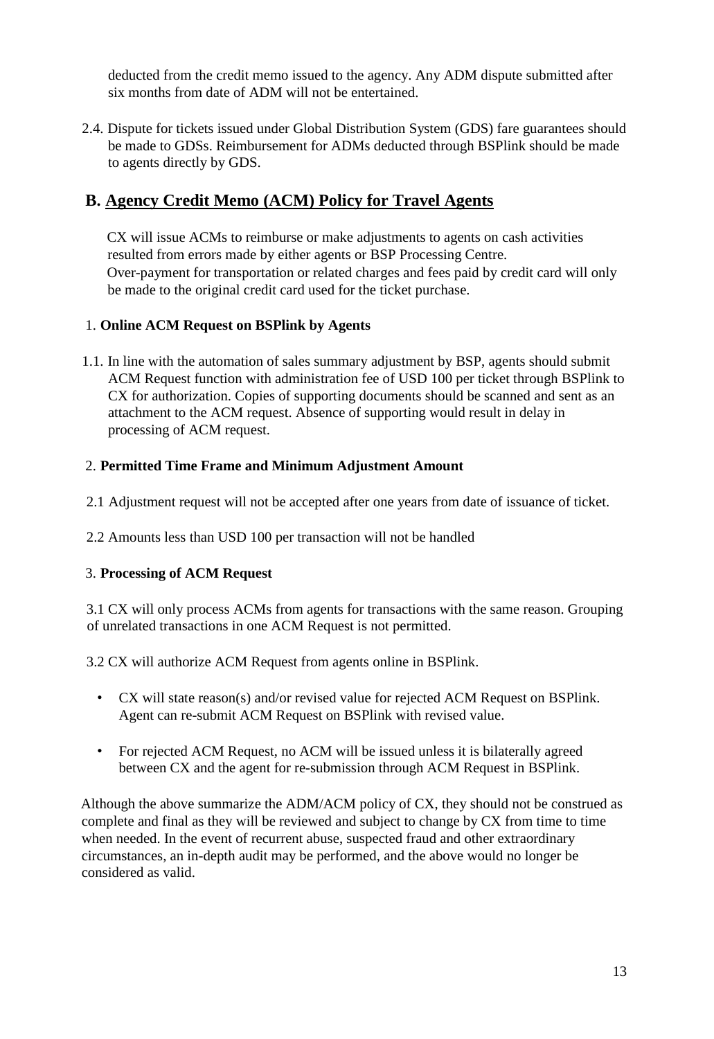deducted from the credit memo issued to the agency. Any ADM dispute submitted after six months from date of ADM will not be entertained.

2.4. Dispute for tickets issued under Global Distribution System (GDS) fare guarantees should be made to GDSs. Reimbursement for ADMs deducted through BSPlink should be made to agents directly by GDS.

## B. Agency Credit Memo (ACM) Policy for Travel Agents

CX will issue ACMs to reimburse or make adjustments to agents on cash activities resulted from errors made by either agents or BSP Processing Centre. Over-payment for transportation or related charges and fees paid by credit card will only be made to the original credit card used for the ticket purchase.

### 1. Online ACM Request on BSPlink by Agents

1.1. In line with the automation of sales summary adjustment by BSP, agents should submit ACM Request function with administration fee of USD 100 per ticket through BSPlink to CX for authorization. Copies of supporting documents should be scanned and sent as an attachment to the ACM request. Absence of supporting would result in delay in processing of ACM request.

### 2. Permitted Time Frame and Minimum Adjustment Amount

2.1 Adjustment request will not be accepted after one years from date of issuance of ticket.

2.2 Amounts less than USD 100 per transaction will not be handled

### 3. Processing of ACM Request

3.1 CX will only process ACMs from agents for transactions with the same reason. Grouping of unrelated transactions in one ACM Request is not permitted.

3.2 CX will authorize ACM Request from agents online in BSPlink.

- CX will state reason(s) and/or revised value for rejected ACM Request on BSPlink. Agent can re-submit ACM Request on BSPlink with revised value.
- For rejected ACM Request, no ACM will be issued unless it is bilaterally agreed between CX and the agent for re-submission through ACM Request in BSPlink.

Although the above summarize the ADM/ACM policy of CX, they should not be construed as complete and final as they will be reviewed and subject to change by CX from time to time when needed. In the event of recurrent abuse, suspected fraud and other extraordinary circumstances, an in-depth audit may be performed, and the above would no longer be considered as valid.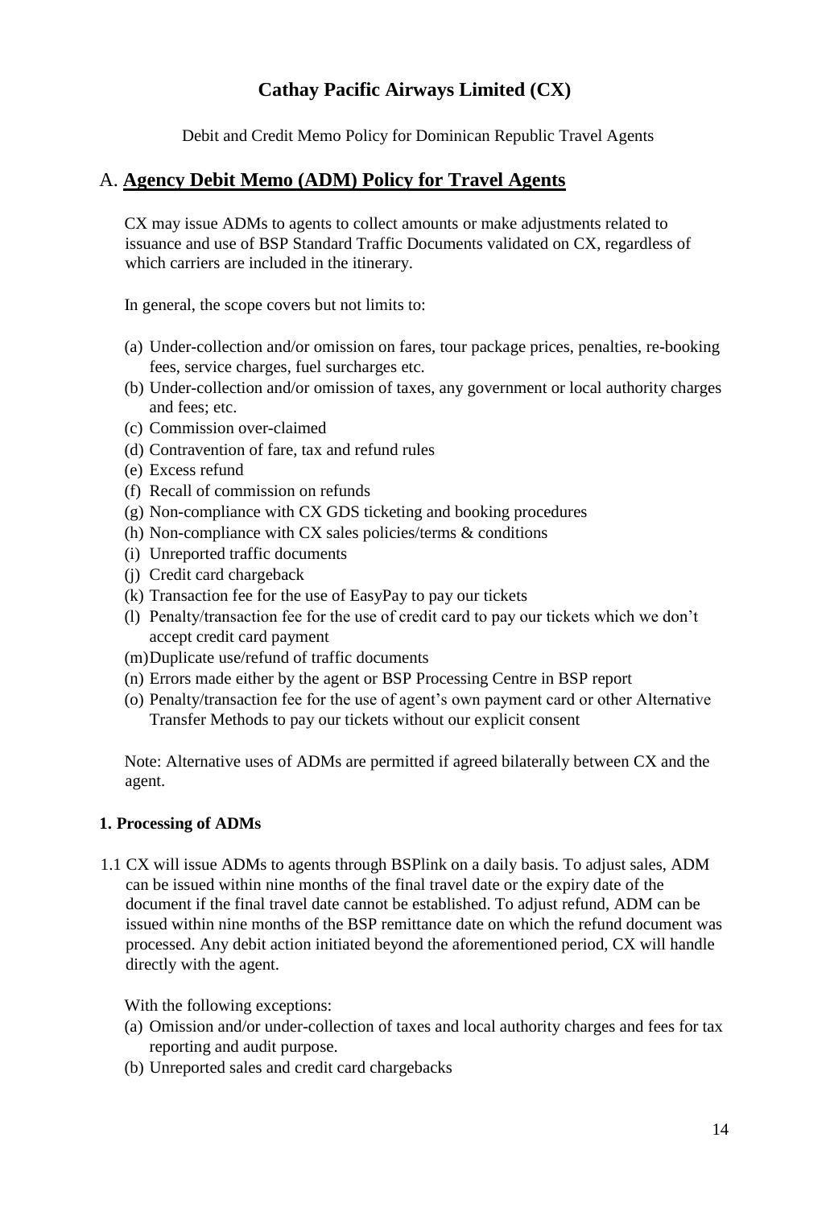# Cathay Pacific Airways Limited (CX)

Debit and Credit Memo Policy for Dominican Republic Travel Agents

## A. **Agency Debit Memo (ADM) Policy for Travel Agents**

CX may issue ADMs to agents to collect amounts or make adjustments related to issuance and use of BSP Standard Traffic Documents validated on CX, regardless of which carriers are included in the itinerary.

In general, the scope covers but not limits to:

(a) Under-collection and/or omission on fares, tour package prices, penalties, re-booking fees, service charges, fuel surcharges etc.
(b) Under-collection and/or omission of taxes, any government or local authority charges and fees; etc.
(c) Commission over-claimed
(d) Contravention of fare, tax and refund rules
(e) Excess refund
(f) Recall of commission on refunds
(g) Non-compliance with CX GDS ticketing and booking procedures
(h) Non-compliance with CX sales policies/terms & conditions
(i) Unreported traffic documents
(j) Credit card chargeback
(k) Transaction fee for the use of EasyPay to pay our tickets
(l) Penalty/transaction fee for the use of credit card to pay our tickets which we don't accept credit card payment
(m) Duplicate use/refund of traffic documents
(n) Errors made either by the agent or BSP Processing Centre in BSP report
(o) Penalty/transaction fee for the use of agent's own payment card or other Alternative Transfer Methods to pay our tickets without our explicit consent

Note: Alternative uses of ADMs are permitted if agreed bilaterally between CX and the agent.

### 1. Processing of ADMs

1.1 CX will issue ADMs to agents through BSPlink on a daily basis. To adjust sales, ADM can be issued within nine months of the final travel date or the expiry date of the document if the final travel date cannot be established. To adjust refund, ADM can be issued within nine months of the BSP remittance date on which the refund document was processed. Any debit action initiated beyond the aforementioned period, CX will handle directly with the agent.

With the following exceptions:

(a) Omission and/or under-collection of taxes and local authority charges and fees for tax reporting and audit purpose.
(b) Unreported sales and credit card chargebacks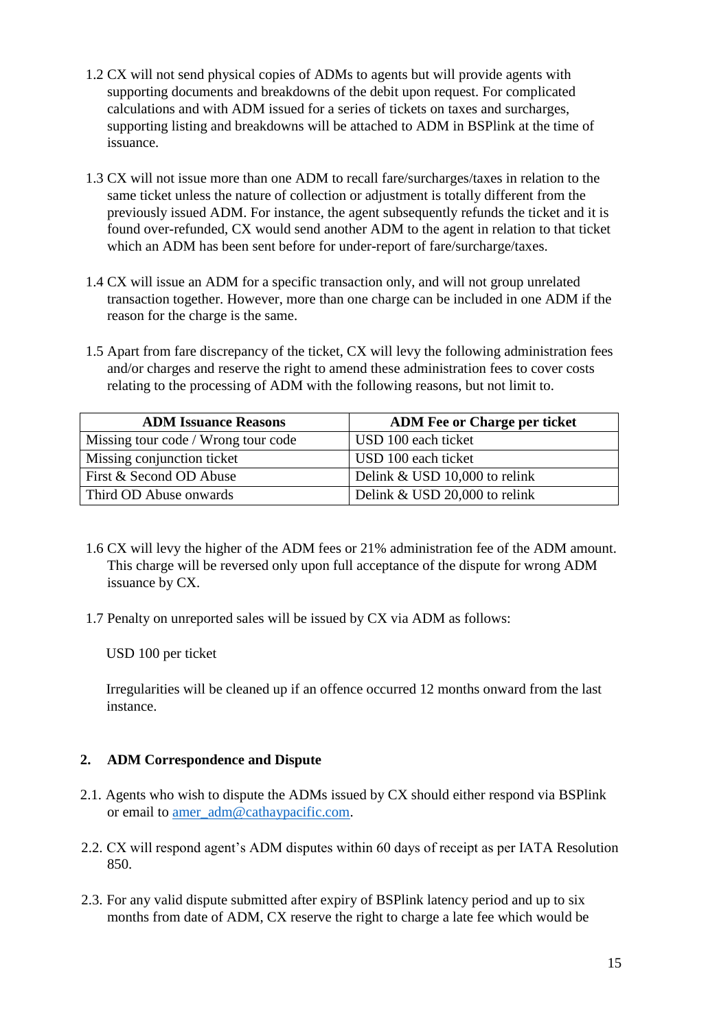1.2 CX will not send physical copies of ADMs to agents but will provide agents with supporting documents and breakdowns of the debit upon request. For complicated calculations and with ADM issued for a series of tickets on taxes and surcharges, supporting listing and breakdowns will be attached to ADM in BSPlink at the time of issuance.

1.3 CX will not issue more than one ADM to recall fare/surcharges/taxes in relation to the same ticket unless the nature of collection or adjustment is totally different from the previously issued ADM. For instance, the agent subsequently refunds the ticket and it is found over-refunded, CX would send another ADM to the agent in relation to that ticket which an ADM has been sent before for under-report of fare/surcharge/taxes.

1.4 CX will issue an ADM for a specific transaction only, and will not group unrelated transaction together. However, more than one charge can be included in one ADM if the reason for the charge is the same.

1.5 Apart from fare discrepancy of the ticket, CX will levy the following administration fees and/or charges and reserve the right to amend these administration fees to cover costs relating to the processing of ADM with the following reasons, but not limit to.

| ADM Issuance Reasons | ADM Fee or Charge per ticket |
| --- | --- |
| Missing tour code / Wrong tour code | USD 100 each ticket |
| Missing conjunction ticket | USD 100 each ticket |
| First & Second OD Abuse | Delink & USD 10,000 to relink |
| Third OD Abuse onwards | Delink & USD 20,000 to relink |

1.6 CX will levy the higher of the ADM fees or 21% administration fee of the ADM amount. This charge will be reversed only upon full acceptance of the dispute for wrong ADM issuance by CX.

1.7 Penalty on unreported sales will be issued by CX via ADM as follows:

USD 100 per ticket

Irregularities will be cleaned up if an offence occurred 12 months onward from the last instance.

## 2. ADM Correspondence and Dispute

2.1. Agents who wish to dispute the ADMs issued by CX should either respond via BSPlink or email to amer_adm@cathaypacific.com.

2.2. CX will respond agent's ADM disputes within 60 days of receipt as per IATA Resolution 850.

2.3. For any valid dispute submitted after expiry of BSPlink latency period and up to six months from date of ADM, CX reserve the right to charge a late fee which would be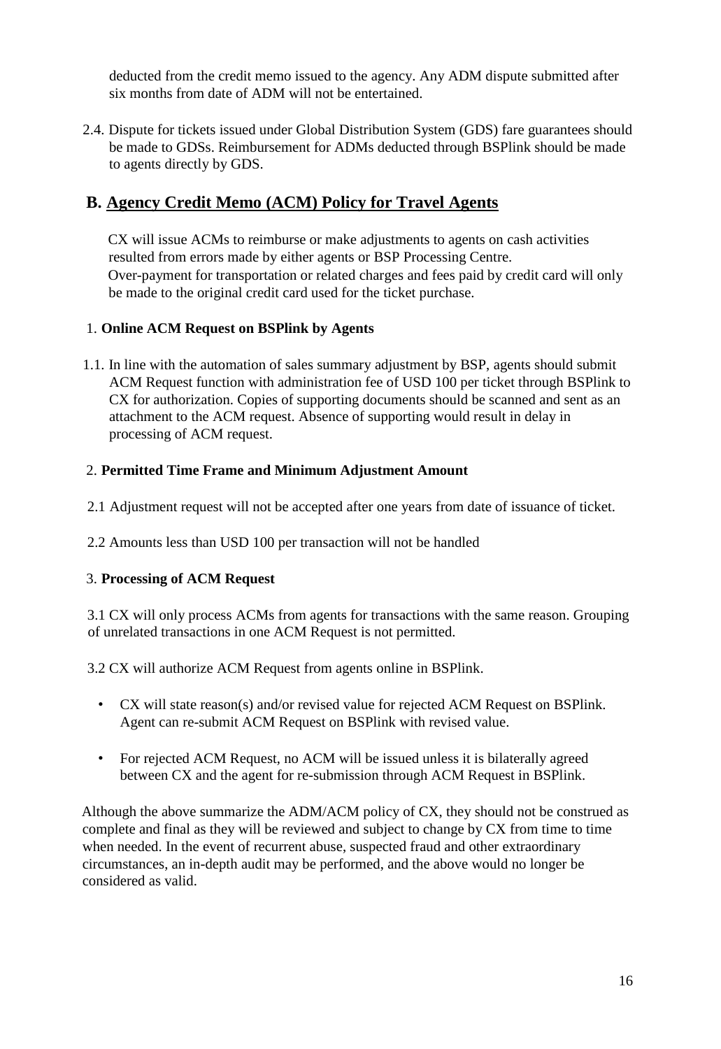deducted from the credit memo issued to the agency. Any ADM dispute submitted after six months from date of ADM will not be entertained.

2.4. Dispute for tickets issued under Global Distribution System (GDS) fare guarantees should be made to GDSs. Reimbursement for ADMs deducted through BSPlink should be made to agents directly by GDS.

## B. Agency Credit Memo (ACM) Policy for Travel Agents

CX will issue ACMs to reimburse or make adjustments to agents on cash activities resulted from errors made by either agents or BSP Processing Centre.
Over-payment for transportation or related charges and fees paid by credit card will only be made to the original credit card used for the ticket purchase.

### 1. Online ACM Request on BSPlink by Agents

1.1. In line with the automation of sales summary adjustment by BSP, agents should submit ACM Request function with administration fee of USD 100 per ticket through BSPlink to CX for authorization. Copies of supporting documents should be scanned and sent as an attachment to the ACM request. Absence of supporting would result in delay in processing of ACM request.

### 2. Permitted Time Frame and Minimum Adjustment Amount

2.1 Adjustment request will not be accepted after one years from date of issuance of ticket.

2.2 Amounts less than USD 100 per transaction will not be handled

### 3. Processing of ACM Request

3.1 CX will only process ACMs from agents for transactions with the same reason. Grouping of unrelated transactions in one ACM Request is not permitted.

3.2 CX will authorize ACM Request from agents online in BSPlink.

- CX will state reason(s) and/or revised value for rejected ACM Request on BSPlink. Agent can re-submit ACM Request on BSPlink with revised value.
- For rejected ACM Request, no ACM will be issued unless it is bilaterally agreed between CX and the agent for re-submission through ACM Request in BSPlink.

Although the above summarize the ADM/ACM policy of CX, they should not be construed as complete and final as they will be reviewed and subject to change by CX from time to time when needed. In the event of recurrent abuse, suspected fraud and other extraordinary circumstances, an in-depth audit may be performed, and the above would no longer be considered as valid.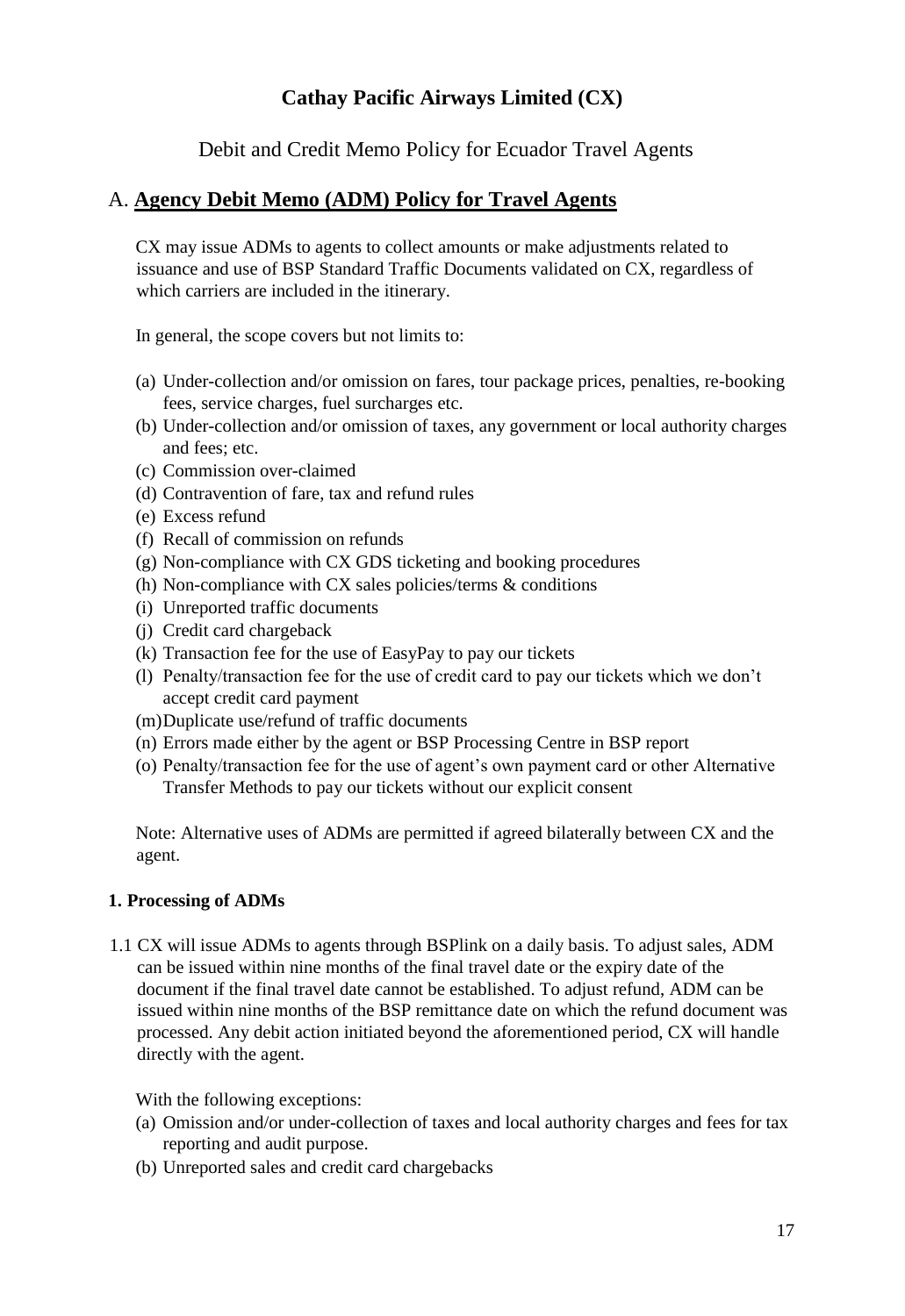# Cathay Pacific Airways Limited (CX)

Debit and Credit Memo Policy for Ecuador Travel Agents

## A. **Agency Debit Memo (ADM) Policy for Travel Agents**

CX may issue ADMs to agents to collect amounts or make adjustments related to issuance and use of BSP Standard Traffic Documents validated on CX, regardless of which carriers are included in the itinerary.

In general, the scope covers but not limits to:

- (a) Under-collection and/or omission on fares, tour package prices, penalties, re-booking fees, service charges, fuel surcharges etc.
- (b) Under-collection and/or omission of taxes, any government or local authority charges and fees; etc.
- (c) Commission over-claimed
- (d) Contravention of fare, tax and refund rules
- (e) Excess refund
- (f) Recall of commission on refunds
- (g) Non-compliance with CX GDS ticketing and booking procedures
- (h) Non-compliance with CX sales policies/terms & conditions
- (i) Unreported traffic documents
- (j) Credit card chargeback
- (k) Transaction fee for the use of EasyPay to pay our tickets
- (l) Penalty/transaction fee for the use of credit card to pay our tickets which we don't accept credit card payment
- (m) Duplicate use/refund of traffic documents
- (n) Errors made either by the agent or BSP Processing Centre in BSP report
- (o) Penalty/transaction fee for the use of agent's own payment card or other Alternative Transfer Methods to pay our tickets without our explicit consent

Note: Alternative uses of ADMs are permitted if agreed bilaterally between CX and the agent.

#### 1. Processing of ADMs

1.1 CX will issue ADMs to agents through BSPlink on a daily basis. To adjust sales, ADM can be issued within nine months of the final travel date or the expiry date of the document if the final travel date cannot be established. To adjust refund, ADM can be issued within nine months of the BSP remittance date on which the refund document was processed. Any debit action initiated beyond the aforementioned period, CX will handle directly with the agent.

With the following exceptions:

- (a) Omission and/or under-collection of taxes and local authority charges and fees for tax reporting and audit purpose.
- (b) Unreported sales and credit card chargebacks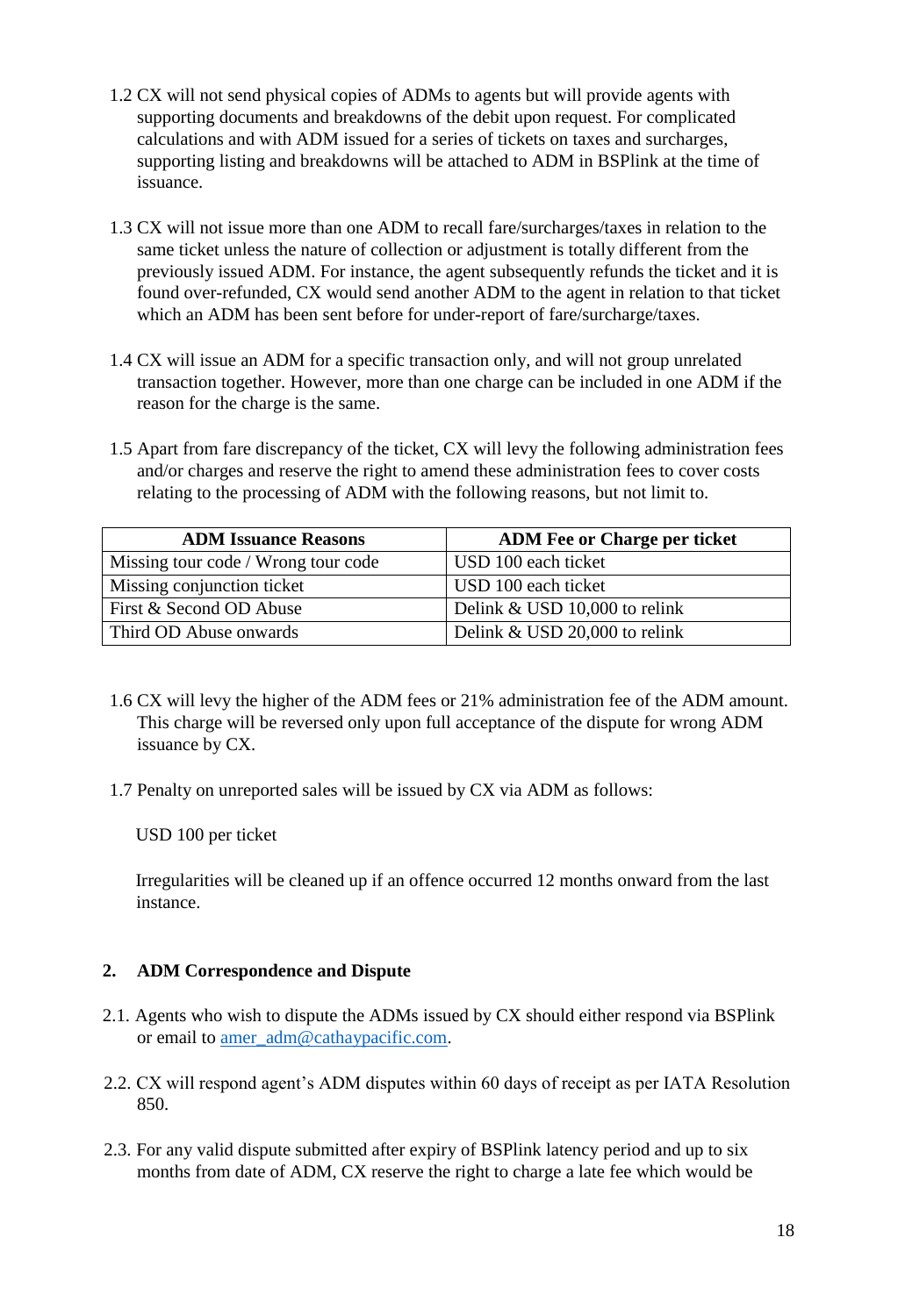1.2 CX will not send physical copies of ADMs to agents but will provide agents with supporting documents and breakdowns of the debit upon request. For complicated calculations and with ADM issued for a series of tickets on taxes and surcharges, supporting listing and breakdowns will be attached to ADM in BSPlink at the time of issuance.

1.3 CX will not issue more than one ADM to recall fare/surcharges/taxes in relation to the same ticket unless the nature of collection or adjustment is totally different from the previously issued ADM. For instance, the agent subsequently refunds the ticket and it is found over-refunded, CX would send another ADM to the agent in relation to that ticket which an ADM has been sent before for under-report of fare/surcharge/taxes.

1.4 CX will issue an ADM for a specific transaction only, and will not group unrelated transaction together. However, more than one charge can be included in one ADM if the reason for the charge is the same.

1.5 Apart from fare discrepancy of the ticket, CX will levy the following administration fees and/or charges and reserve the right to amend these administration fees to cover costs relating to the processing of ADM with the following reasons, but not limit to.

| ADM Issuance Reasons | ADM Fee or Charge per ticket |
|---|---|
| Missing tour code / Wrong tour code | USD 100 each ticket |
| Missing conjunction ticket | USD 100 each ticket |
| First & Second OD Abuse | Delink & USD 10,000 to relink |
| Third OD Abuse onwards | Delink & USD 20,000 to relink |

1.6 CX will levy the higher of the ADM fees or 21% administration fee of the ADM amount. This charge will be reversed only upon full acceptance of the dispute for wrong ADM issuance by CX.

1.7 Penalty on unreported sales will be issued by CX via ADM as follows:

USD 100 per ticket

Irregularities will be cleaned up if an offence occurred 12 months onward from the last instance.

## 2. ADM Correspondence and Dispute

2.1. Agents who wish to dispute the ADMs issued by CX should either respond via BSPlink or email to amer_adm@cathaypacific.com.

2.2. CX will respond agent's ADM disputes within 60 days of receipt as per IATA Resolution 850.

2.3. For any valid dispute submitted after expiry of BSPlink latency period and up to six months from date of ADM, CX reserve the right to charge a late fee which would be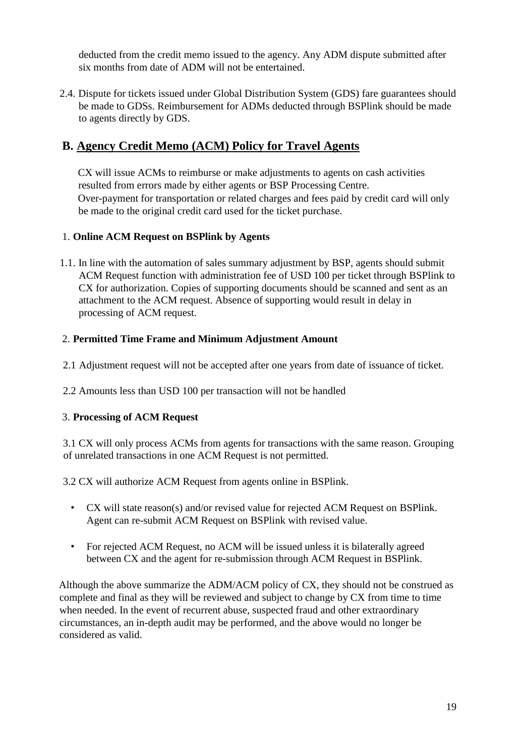deducted from the credit memo issued to the agency. Any ADM dispute submitted after six months from date of ADM will not be entertained.

2.4. Dispute for tickets issued under Global Distribution System (GDS) fare guarantees should be made to GDSs. Reimbursement for ADMs deducted through BSPlink should be made to agents directly by GDS.

## B. Agency Credit Memo (ACM) Policy for Travel Agents

CX will issue ACMs to reimburse or make adjustments to agents on cash activities resulted from errors made by either agents or BSP Processing Centre.
Over-payment for transportation or related charges and fees paid by credit card will only be made to the original credit card used for the ticket purchase.

### 1. Online ACM Request on BSPlink by Agents

1.1. In line with the automation of sales summary adjustment by BSP, agents should submit ACM Request function with administration fee of USD 100 per ticket through BSPlink to CX for authorization. Copies of supporting documents should be scanned and sent as an attachment to the ACM request. Absence of supporting would result in delay in processing of ACM request.

### 2. Permitted Time Frame and Minimum Adjustment Amount

2.1 Adjustment request will not be accepted after one years from date of issuance of ticket.

2.2 Amounts less than USD 100 per transaction will not be handled

### 3. Processing of ACM Request

3.1 CX will only process ACMs from agents for transactions with the same reason. Grouping of unrelated transactions in one ACM Request is not permitted.

3.2 CX will authorize ACM Request from agents online in BSPlink.

- CX will state reason(s) and/or revised value for rejected ACM Request on BSPlink. Agent can re-submit ACM Request on BSPlink with revised value.
- For rejected ACM Request, no ACM will be issued unless it is bilaterally agreed between CX and the agent for re-submission through ACM Request in BSPlink.

Although the above summarize the ADM/ACM policy of CX, they should not be construed as complete and final as they will be reviewed and subject to change by CX from time to time when needed. In the event of recurrent abuse, suspected fraud and other extraordinary circumstances, an in-depth audit may be performed, and the above would no longer be considered as valid.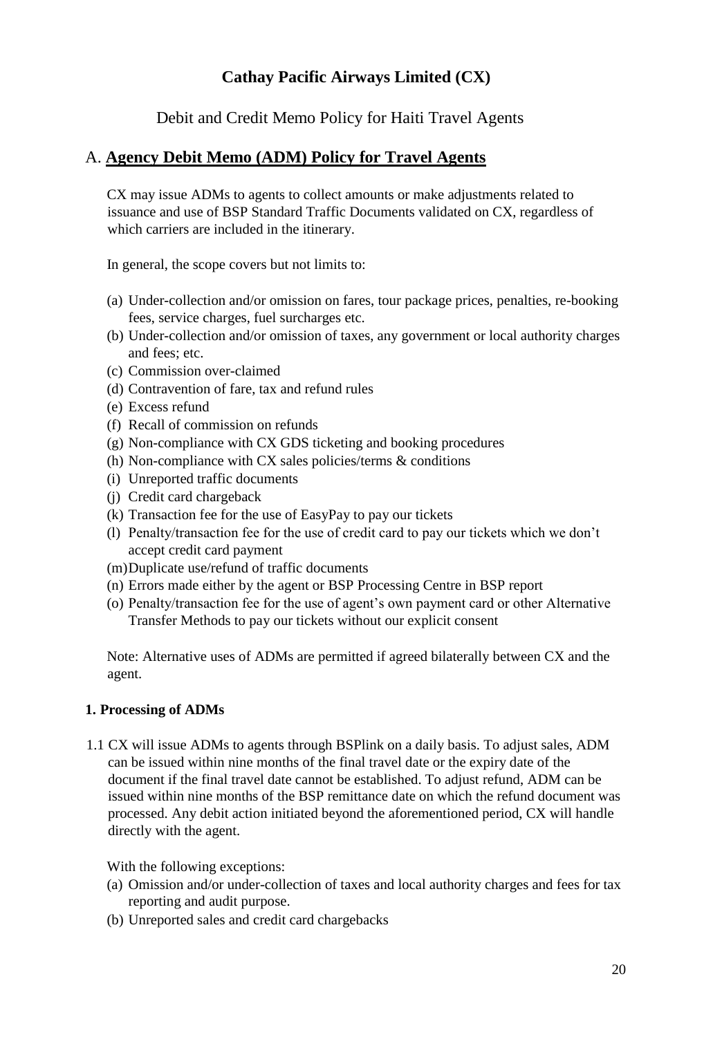# Cathay Pacific Airways Limited (CX)

## Debit and Credit Memo Policy for Haiti Travel Agents

## A. Agency Debit Memo (ADM) Policy for Travel Agents

CX may issue ADMs to agents to collect amounts or make adjustments related to issuance and use of BSP Standard Traffic Documents validated on CX, regardless of which carriers are included in the itinerary.

In general, the scope covers but not limits to:

- (a) Under-collection and/or omission on fares, tour package prices, penalties, re-booking fees, service charges, fuel surcharges etc.
- (b) Under-collection and/or omission of taxes, any government or local authority charges and fees; etc.
- (c) Commission over-claimed
- (d) Contravention of fare, tax and refund rules
- (e) Excess refund
- (f) Recall of commission on refunds
- (g) Non-compliance with CX GDS ticketing and booking procedures
- (h) Non-compliance with CX sales policies/terms & conditions
- (i) Unreported traffic documents
- (j) Credit card chargeback
- (k) Transaction fee for the use of EasyPay to pay our tickets
- (l) Penalty/transaction fee for the use of credit card to pay our tickets which we don't accept credit card payment
- (m) Duplicate use/refund of traffic documents
- (n) Errors made either by the agent or BSP Processing Centre in BSP report
- (o) Penalty/transaction fee for the use of agent's own payment card or other Alternative Transfer Methods to pay our tickets without our explicit consent

Note: Alternative uses of ADMs are permitted if agreed bilaterally between CX and the agent.

### 1. Processing of ADMs

1.1 CX will issue ADMs to agents through BSPlink on a daily basis. To adjust sales, ADM can be issued within nine months of the final travel date or the expiry date of the document if the final travel date cannot be established. To adjust refund, ADM can be issued within nine months of the BSP remittance date on which the refund document was processed. Any debit action initiated beyond the aforementioned period, CX will handle directly with the agent.

With the following exceptions:

- (a) Omission and/or under-collection of taxes and local authority charges and fees for tax reporting and audit purpose.
- (b) Unreported sales and credit card chargebacks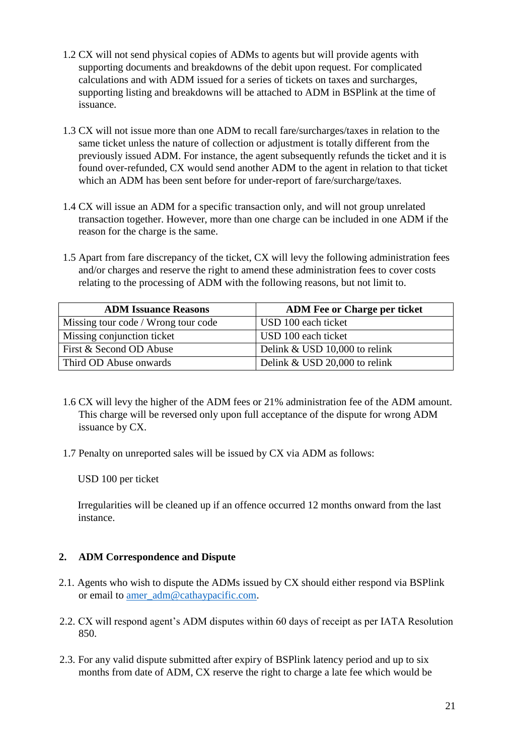1.2 CX will not send physical copies of ADMs to agents but will provide agents with supporting documents and breakdowns of the debit upon request. For complicated calculations and with ADM issued for a series of tickets on taxes and surcharges, supporting listing and breakdowns will be attached to ADM in BSPlink at the time of issuance.

1.3 CX will not issue more than one ADM to recall fare/surcharges/taxes in relation to the same ticket unless the nature of collection or adjustment is totally different from the previously issued ADM. For instance, the agent subsequently refunds the ticket and it is found over-refunded, CX would send another ADM to the agent in relation to that ticket which an ADM has been sent before for under-report of fare/surcharge/taxes.

1.4 CX will issue an ADM for a specific transaction only, and will not group unrelated transaction together. However, more than one charge can be included in one ADM if the reason for the charge is the same.

1.5 Apart from fare discrepancy of the ticket, CX will levy the following administration fees and/or charges and reserve the right to amend these administration fees to cover costs relating to the processing of ADM with the following reasons, but not limit to.

| ADM Issuance Reasons | ADM Fee or Charge per ticket |
|---|---|
| Missing tour code / Wrong tour code | USD 100 each ticket |
| Missing conjunction ticket | USD 100 each ticket |
| First & Second OD Abuse | Delink & USD 10,000 to relink |
| Third OD Abuse onwards | Delink & USD 20,000 to relink |

1.6 CX will levy the higher of the ADM fees or 21% administration fee of the ADM amount. This charge will be reversed only upon full acceptance of the dispute for wrong ADM issuance by CX.

1.7 Penalty on unreported sales will be issued by CX via ADM as follows:

USD 100 per ticket

Irregularities will be cleaned up if an offence occurred 12 months onward from the last instance.

## 2. ADM Correspondence and Dispute

2.1. Agents who wish to dispute the ADMs issued by CX should either respond via BSPlink or email to amer_adm@cathaypacific.com.

2.2. CX will respond agent's ADM disputes within 60 days of receipt as per IATA Resolution 850.

2.3. For any valid dispute submitted after expiry of BSPlink latency period and up to six months from date of ADM, CX reserve the right to charge a late fee which would be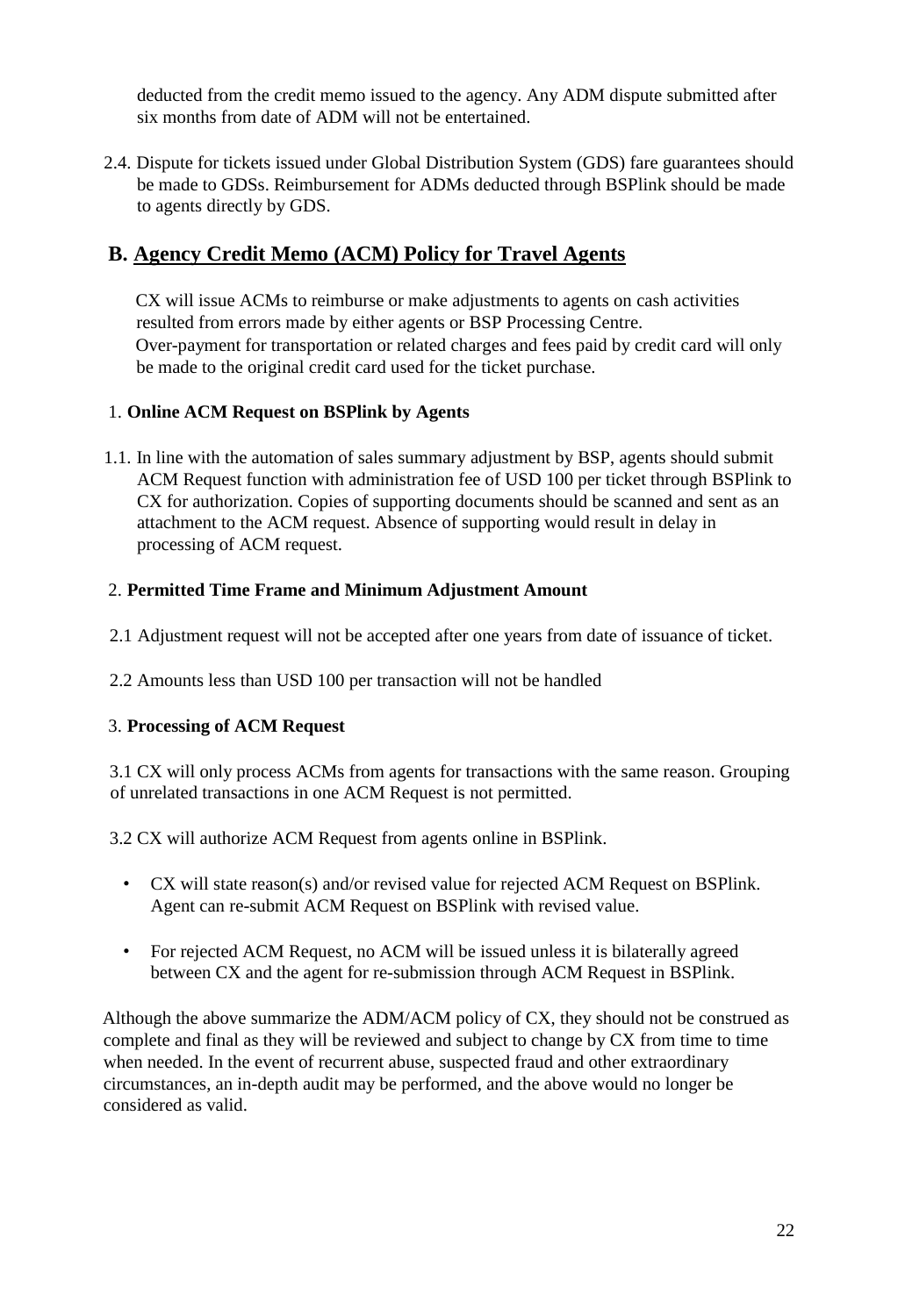deducted from the credit memo issued to the agency. Any ADM dispute submitted after six months from date of ADM will not be entertained.

2.4. Dispute for tickets issued under Global Distribution System (GDS) fare guarantees should be made to GDSs. Reimbursement for ADMs deducted through BSPlink should be made to agents directly by GDS.

## B. Agency Credit Memo (ACM) Policy for Travel Agents

CX will issue ACMs to reimburse or make adjustments to agents on cash activities resulted from errors made by either agents or BSP Processing Centre.
Over-payment for transportation or related charges and fees paid by credit card will only be made to the original credit card used for the ticket purchase.

1. **Online ACM Request on BSPlink by Agents**

1.1. In line with the automation of sales summary adjustment by BSP, agents should submit ACM Request function with administration fee of USD 100 per ticket through BSPlink to CX for authorization. Copies of supporting documents should be scanned and sent as an attachment to the ACM request. Absence of supporting would result in delay in processing of ACM request.

2. **Permitted Time Frame and Minimum Adjustment Amount**

2.1 Adjustment request will not be accepted after one years from date of issuance of ticket.

2.2 Amounts less than USD 100 per transaction will not be handled

3. **Processing of ACM Request**

3.1 CX will only process ACMs from agents for transactions with the same reason. Grouping of unrelated transactions in one ACM Request is not permitted.

3.2 CX will authorize ACM Request from agents online in BSPlink.

- CX will state reason(s) and/or revised value for rejected ACM Request on BSPlink. Agent can re-submit ACM Request on BSPlink with revised value.
- For rejected ACM Request, no ACM will be issued unless it is bilaterally agreed between CX and the agent for re-submission through ACM Request in BSPlink.

Although the above summarize the ADM/ACM policy of CX, they should not be construed as complete and final as they will be reviewed and subject to change by CX from time to time when needed. In the event of recurrent abuse, suspected fraud and other extraordinary circumstances, an in-depth audit may be performed, and the above would no longer be considered as valid.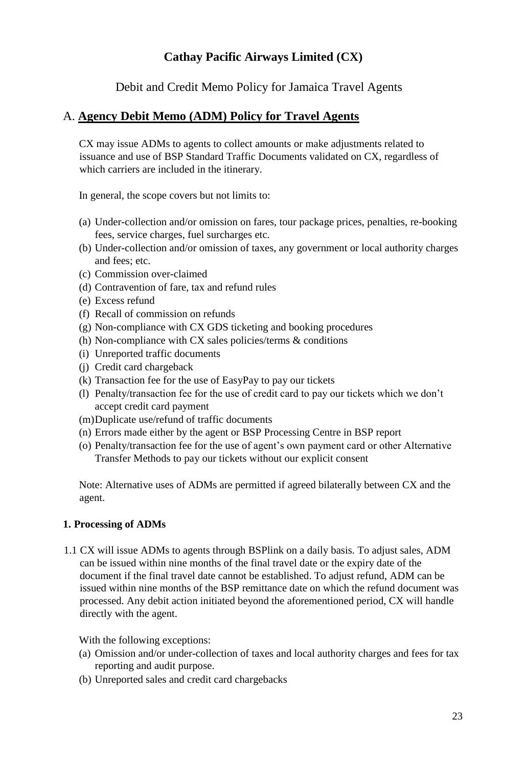# Cathay Pacific Airways Limited (CX)

Debit and Credit Memo Policy for Jamaica Travel Agents

## A. Agency Debit Memo (ADM) Policy for Travel Agents

CX may issue ADMs to agents to collect amounts or make adjustments related to issuance and use of BSP Standard Traffic Documents validated on CX, regardless of which carriers are included in the itinerary.

In general, the scope covers but not limits to:

(a) Under-collection and/or omission on fares, tour package prices, penalties, re-booking fees, service charges, fuel surcharges etc.
(b) Under-collection and/or omission of taxes, any government or local authority charges and fees; etc.
(c) Commission over-claimed
(d) Contravention of fare, tax and refund rules
(e) Excess refund
(f) Recall of commission on refunds
(g) Non-compliance with CX GDS ticketing and booking procedures
(h) Non-compliance with CX sales policies/terms & conditions
(i) Unreported traffic documents
(j) Credit card chargeback
(k) Transaction fee for the use of EasyPay to pay our tickets
(l) Penalty/transaction fee for the use of credit card to pay our tickets which we don't accept credit card payment
(m) Duplicate use/refund of traffic documents
(n) Errors made either by the agent or BSP Processing Centre in BSP report
(o) Penalty/transaction fee for the use of agent's own payment card or other Alternative Transfer Methods to pay our tickets without our explicit consent

Note: Alternative uses of ADMs are permitted if agreed bilaterally between CX and the agent.

### 1. Processing of ADMs

1.1 CX will issue ADMs to agents through BSPlink on a daily basis. To adjust sales, ADM can be issued within nine months of the final travel date or the expiry date of the document if the final travel date cannot be established. To adjust refund, ADM can be issued within nine months of the BSP remittance date on which the refund document was processed. Any debit action initiated beyond the aforementioned period, CX will handle directly with the agent.

With the following exceptions:

(a) Omission and/or under-collection of taxes and local authority charges and fees for tax reporting and audit purpose.
(b) Unreported sales and credit card chargebacks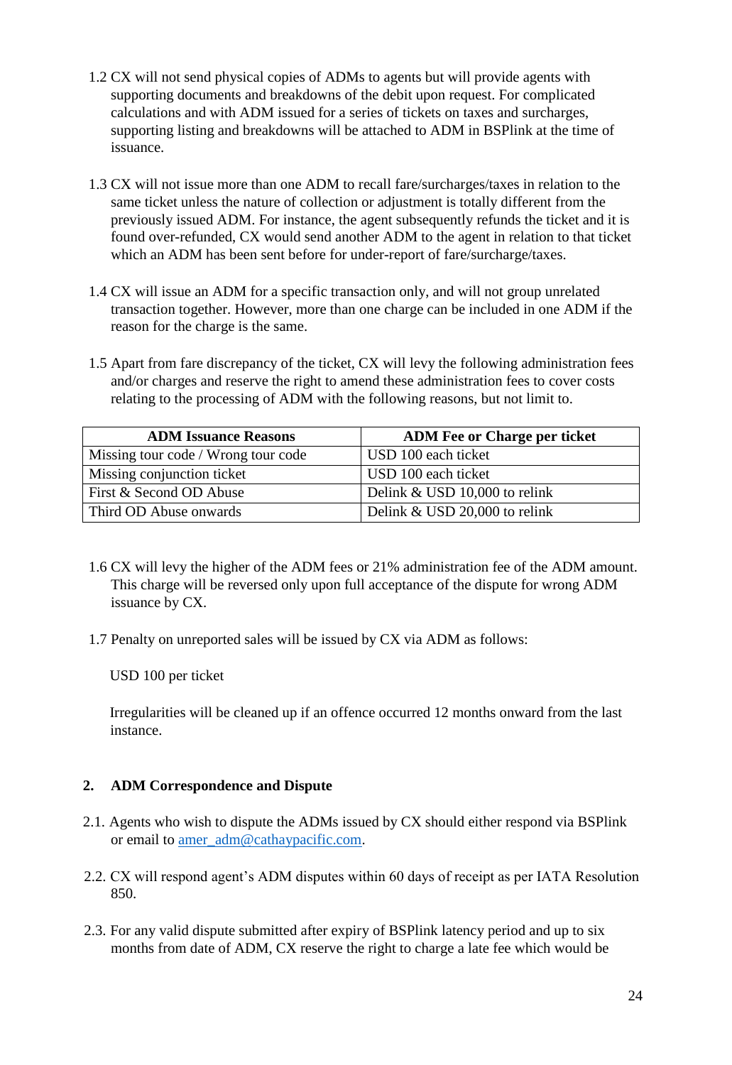1.2 CX will not send physical copies of ADMs to agents but will provide agents with supporting documents and breakdowns of the debit upon request. For complicated calculations and with ADM issued for a series of tickets on taxes and surcharges, supporting listing and breakdowns will be attached to ADM in BSPlink at the time of issuance.

1.3 CX will not issue more than one ADM to recall fare/surcharges/taxes in relation to the same ticket unless the nature of collection or adjustment is totally different from the previously issued ADM. For instance, the agent subsequently refunds the ticket and it is found over-refunded, CX would send another ADM to the agent in relation to that ticket which an ADM has been sent before for under-report of fare/surcharge/taxes.

1.4 CX will issue an ADM for a specific transaction only, and will not group unrelated transaction together. However, more than one charge can be included in one ADM if the reason for the charge is the same.

1.5 Apart from fare discrepancy of the ticket, CX will levy the following administration fees and/or charges and reserve the right to amend these administration fees to cover costs relating to the processing of ADM with the following reasons, but not limit to.

| ADM Issuance Reasons | ADM Fee or Charge per ticket |
|---|---|
| Missing tour code / Wrong tour code | USD 100 each ticket |
| Missing conjunction ticket | USD 100 each ticket |
| First & Second OD Abuse | Delink & USD 10,000 to relink |
| Third OD Abuse onwards | Delink & USD 20,000 to relink |

1.6 CX will levy the higher of the ADM fees or 21% administration fee of the ADM amount. This charge will be reversed only upon full acceptance of the dispute for wrong ADM issuance by CX.

1.7 Penalty on unreported sales will be issued by CX via ADM as follows:

USD 100 per ticket

Irregularities will be cleaned up if an offence occurred 12 months onward from the last instance.

## 2. ADM Correspondence and Dispute

2.1. Agents who wish to dispute the ADMs issued by CX should either respond via BSPlink or email to amer_adm@cathaypacific.com.

2.2. CX will respond agent's ADM disputes within 60 days of receipt as per IATA Resolution 850.

2.3. For any valid dispute submitted after expiry of BSPlink latency period and up to six months from date of ADM, CX reserve the right to charge a late fee which would be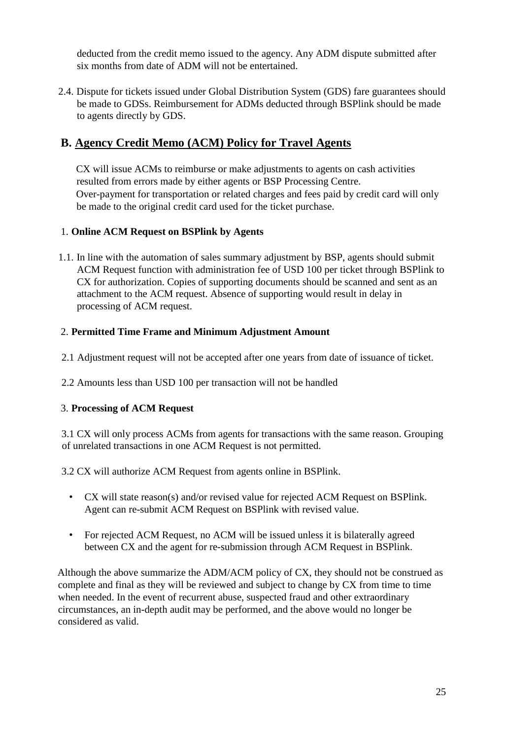deducted from the credit memo issued to the agency. Any ADM dispute submitted after six months from date of ADM will not be entertained.

2.4. Dispute for tickets issued under Global Distribution System (GDS) fare guarantees should be made to GDSs. Reimbursement for ADMs deducted through BSPlink should be made to agents directly by GDS.

## B. Agency Credit Memo (ACM) Policy for Travel Agents

CX will issue ACMs to reimburse or make adjustments to agents on cash activities resulted from errors made by either agents or BSP Processing Centre.
Over-payment for transportation or related charges and fees paid by credit card will only be made to the original credit card used for the ticket purchase.

### 1. Online ACM Request on BSPlink by Agents

1.1. In line with the automation of sales summary adjustment by BSP, agents should submit ACM Request function with administration fee of USD 100 per ticket through BSPlink to CX for authorization. Copies of supporting documents should be scanned and sent as an attachment to the ACM request. Absence of supporting would result in delay in processing of ACM request.

### 2. Permitted Time Frame and Minimum Adjustment Amount

2.1 Adjustment request will not be accepted after one years from date of issuance of ticket.

2.2 Amounts less than USD 100 per transaction will not be handled

### 3. Processing of ACM Request

3.1 CX will only process ACMs from agents for transactions with the same reason. Grouping of unrelated transactions in one ACM Request is not permitted.

3.2 CX will authorize ACM Request from agents online in BSPlink.

- CX will state reason(s) and/or revised value for rejected ACM Request on BSPlink. Agent can re-submit ACM Request on BSPlink with revised value.
- For rejected ACM Request, no ACM will be issued unless it is bilaterally agreed between CX and the agent for re-submission through ACM Request in BSPlink.

Although the above summarize the ADM/ACM policy of CX, they should not be construed as complete and final as they will be reviewed and subject to change by CX from time to time when needed. In the event of recurrent abuse, suspected fraud and other extraordinary circumstances, an in-depth audit may be performed, and the above would no longer be considered as valid.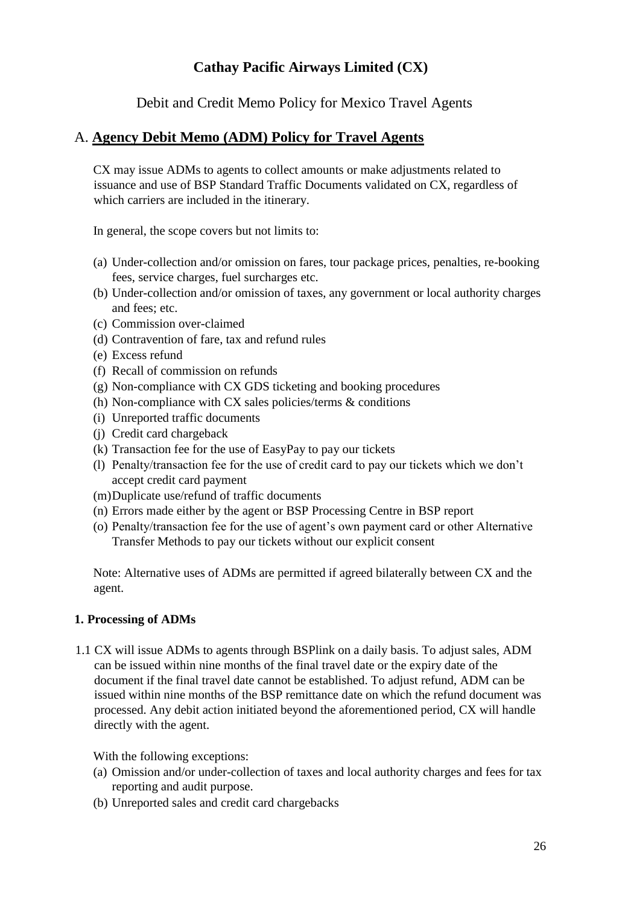# Cathay Pacific Airways Limited (CX)

## Debit and Credit Memo Policy for Mexico Travel Agents

## A. **Agency Debit Memo (ADM) Policy for Travel Agents**

CX may issue ADMs to agents to collect amounts or make adjustments related to issuance and use of BSP Standard Traffic Documents validated on CX, regardless of which carriers are included in the itinerary.

In general, the scope covers but not limits to:

(a) Under-collection and/or omission on fares, tour package prices, penalties, re-booking fees, service charges, fuel surcharges etc.
(b) Under-collection and/or omission of taxes, any government or local authority charges and fees; etc.
(c) Commission over-claimed
(d) Contravention of fare, tax and refund rules
(e) Excess refund
(f) Recall of commission on refunds
(g) Non-compliance with CX GDS ticketing and booking procedures
(h) Non-compliance with CX sales policies/terms & conditions
(i) Unreported traffic documents
(j) Credit card chargeback
(k) Transaction fee for the use of EasyPay to pay our tickets
(l) Penalty/transaction fee for the use of credit card to pay our tickets which we don't accept credit card payment
(m) Duplicate use/refund of traffic documents
(n) Errors made either by the agent or BSP Processing Centre in BSP report
(o) Penalty/transaction fee for the use of agent's own payment card or other Alternative Transfer Methods to pay our tickets without our explicit consent

Note: Alternative uses of ADMs are permitted if agreed bilaterally between CX and the agent.

#### 1. Processing of ADMs

1.1 CX will issue ADMs to agents through BSPlink on a daily basis. To adjust sales, ADM can be issued within nine months of the final travel date or the expiry date of the document if the final travel date cannot be established. To adjust refund, ADM can be issued within nine months of the BSP remittance date on which the refund document was processed. Any debit action initiated beyond the aforementioned period, CX will handle directly with the agent.

With the following exceptions:

(a) Omission and/or under-collection of taxes and local authority charges and fees for tax reporting and audit purpose.
(b) Unreported sales and credit card chargebacks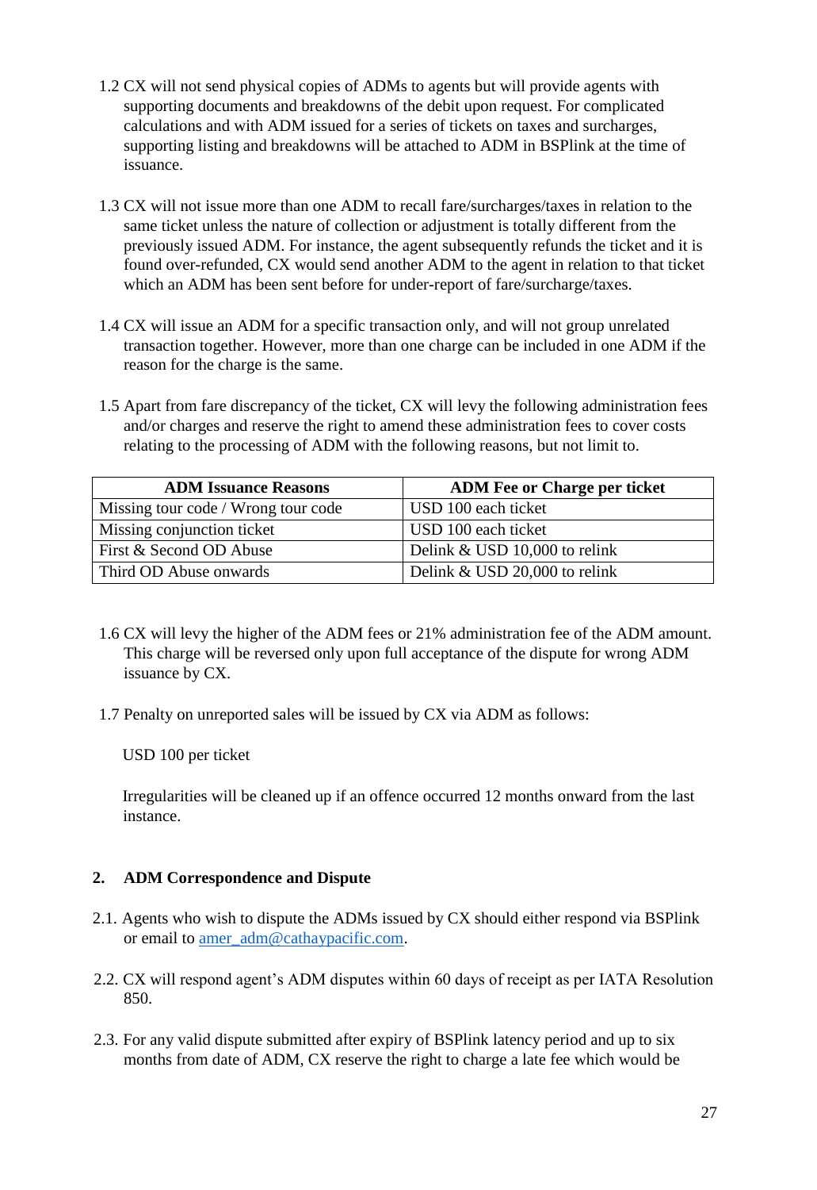1.2 CX will not send physical copies of ADMs to agents but will provide agents with supporting documents and breakdowns of the debit upon request. For complicated calculations and with ADM issued for a series of tickets on taxes and surcharges, supporting listing and breakdowns will be attached to ADM in BSPlink at the time of issuance.

1.3 CX will not issue more than one ADM to recall fare/surcharges/taxes in relation to the same ticket unless the nature of collection or adjustment is totally different from the previously issued ADM. For instance, the agent subsequently refunds the ticket and it is found over-refunded, CX would send another ADM to the agent in relation to that ticket which an ADM has been sent before for under-report of fare/surcharge/taxes.

1.4 CX will issue an ADM for a specific transaction only, and will not group unrelated transaction together. However, more than one charge can be included in one ADM if the reason for the charge is the same.

1.5 Apart from fare discrepancy of the ticket, CX will levy the following administration fees and/or charges and reserve the right to amend these administration fees to cover costs relating to the processing of ADM with the following reasons, but not limit to.

| ADM Issuance Reasons | ADM Fee or Charge per ticket |
|---|---|
| Missing tour code / Wrong tour code | USD 100 each ticket |
| Missing conjunction ticket | USD 100 each ticket |
| First & Second OD Abuse | Delink & USD 10,000 to relink |
| Third OD Abuse onwards | Delink & USD 20,000 to relink |

1.6 CX will levy the higher of the ADM fees or 21% administration fee of the ADM amount. This charge will be reversed only upon full acceptance of the dispute for wrong ADM issuance by CX.

1.7 Penalty on unreported sales will be issued by CX via ADM as follows:

USD 100 per ticket

Irregularities will be cleaned up if an offence occurred 12 months onward from the last instance.

## 2. ADM Correspondence and Dispute

2.1. Agents who wish to dispute the ADMs issued by CX should either respond via BSPlink or email to amer_adm@cathaypacific.com.

2.2. CX will respond agent's ADM disputes within 60 days of receipt as per IATA Resolution 850.

2.3. For any valid dispute submitted after expiry of BSPlink latency period and up to six months from date of ADM, CX reserve the right to charge a late fee which would be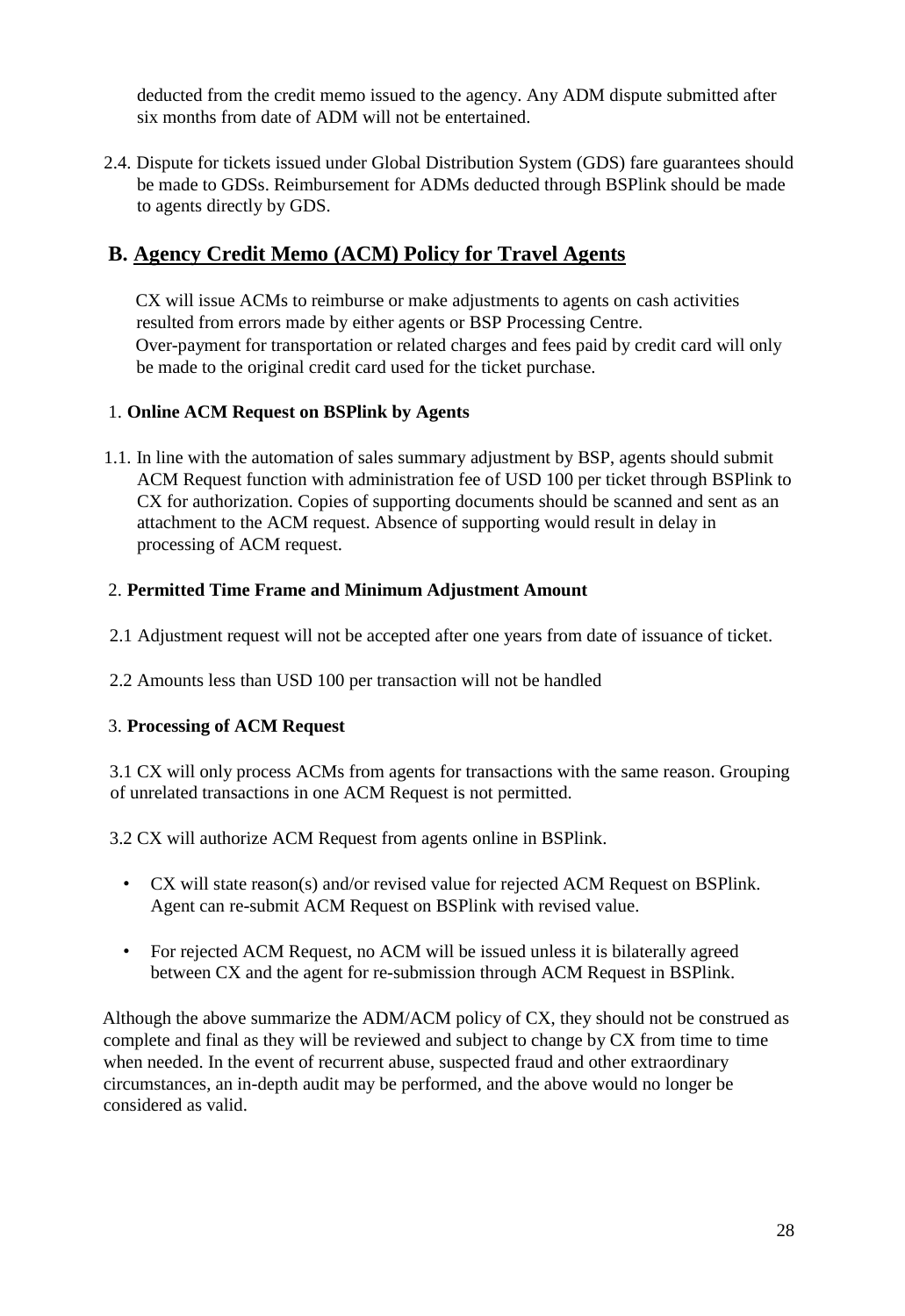deducted from the credit memo issued to the agency. Any ADM dispute submitted after six months from date of ADM will not be entertained.

2.4. Dispute for tickets issued under Global Distribution System (GDS) fare guarantees should be made to GDSs. Reimbursement for ADMs deducted through BSPlink should be made to agents directly by GDS.

## B. Agency Credit Memo (ACM) Policy for Travel Agents

CX will issue ACMs to reimburse or make adjustments to agents on cash activities resulted from errors made by either agents or BSP Processing Centre.
Over-payment for transportation or related charges and fees paid by credit card will only be made to the original credit card used for the ticket purchase.

1. **Online ACM Request on BSPlink by Agents**

1.1. In line with the automation of sales summary adjustment by BSP, agents should submit ACM Request function with administration fee of USD 100 per ticket through BSPlink to CX for authorization. Copies of supporting documents should be scanned and sent as an attachment to the ACM request. Absence of supporting would result in delay in processing of ACM request.

2. **Permitted Time Frame and Minimum Adjustment Amount**

2.1 Adjustment request will not be accepted after one years from date of issuance of ticket.

2.2 Amounts less than USD 100 per transaction will not be handled

3. **Processing of ACM Request**

3.1 CX will only process ACMs from agents for transactions with the same reason. Grouping of unrelated transactions in one ACM Request is not permitted.

3.2 CX will authorize ACM Request from agents online in BSPlink.

- CX will state reason(s) and/or revised value for rejected ACM Request on BSPlink. Agent can re-submit ACM Request on BSPlink with revised value.
- For rejected ACM Request, no ACM will be issued unless it is bilaterally agreed between CX and the agent for re-submission through ACM Request in BSPlink.

Although the above summarize the ADM/ACM policy of CX, they should not be construed as complete and final as they will be reviewed and subject to change by CX from time to time when needed. In the event of recurrent abuse, suspected fraud and other extraordinary circumstances, an in-depth audit may be performed, and the above would no longer be considered as valid.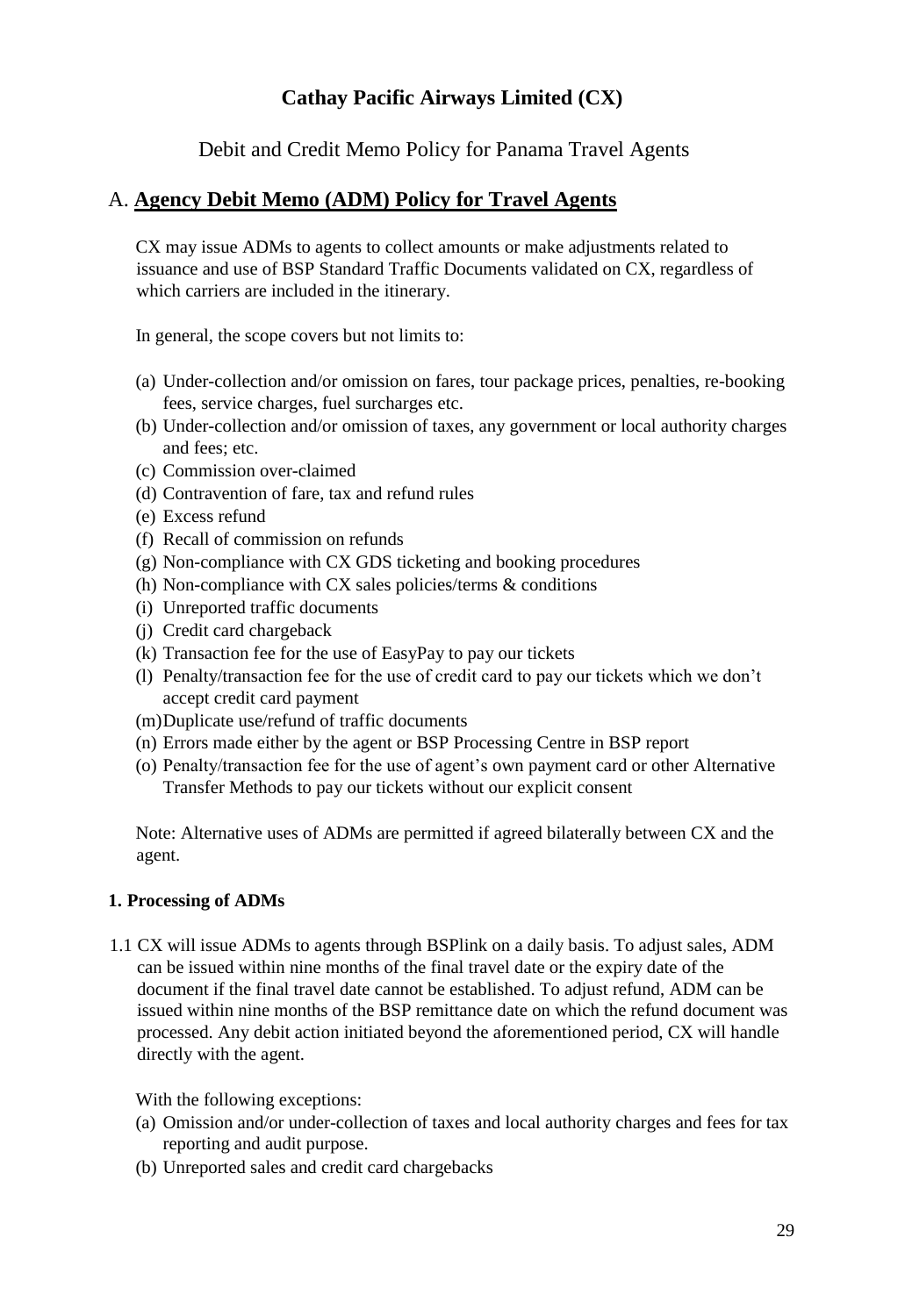# Cathay Pacific Airways Limited (CX)

Debit and Credit Memo Policy for Panama Travel Agents

## A. Agency Debit Memo (ADM) Policy for Travel Agents

CX may issue ADMs to agents to collect amounts or make adjustments related to issuance and use of BSP Standard Traffic Documents validated on CX, regardless of which carriers are included in the itinerary.

In general, the scope covers but not limits to:

(a) Under-collection and/or omission on fares, tour package prices, penalties, re-booking fees, service charges, fuel surcharges etc.
(b) Under-collection and/or omission of taxes, any government or local authority charges and fees; etc.
(c) Commission over-claimed
(d) Contravention of fare, tax and refund rules
(e) Excess refund
(f) Recall of commission on refunds
(g) Non-compliance with CX GDS ticketing and booking procedures
(h) Non-compliance with CX sales policies/terms & conditions
(i) Unreported traffic documents
(j) Credit card chargeback
(k) Transaction fee for the use of EasyPay to pay our tickets
(l) Penalty/transaction fee for the use of credit card to pay our tickets which we don't accept credit card payment
(m) Duplicate use/refund of traffic documents
(n) Errors made either by the agent or BSP Processing Centre in BSP report
(o) Penalty/transaction fee for the use of agent's own payment card or other Alternative Transfer Methods to pay our tickets without our explicit consent

Note: Alternative uses of ADMs are permitted if agreed bilaterally between CX and the agent.

### 1. Processing of ADMs

1.1 CX will issue ADMs to agents through BSPlink on a daily basis. To adjust sales, ADM can be issued within nine months of the final travel date or the expiry date of the document if the final travel date cannot be established. To adjust refund, ADM can be issued within nine months of the BSP remittance date on which the refund document was processed. Any debit action initiated beyond the aforementioned period, CX will handle directly with the agent.

With the following exceptions:

(a) Omission and/or under-collection of taxes and local authority charges and fees for tax reporting and audit purpose.
(b) Unreported sales and credit card chargebacks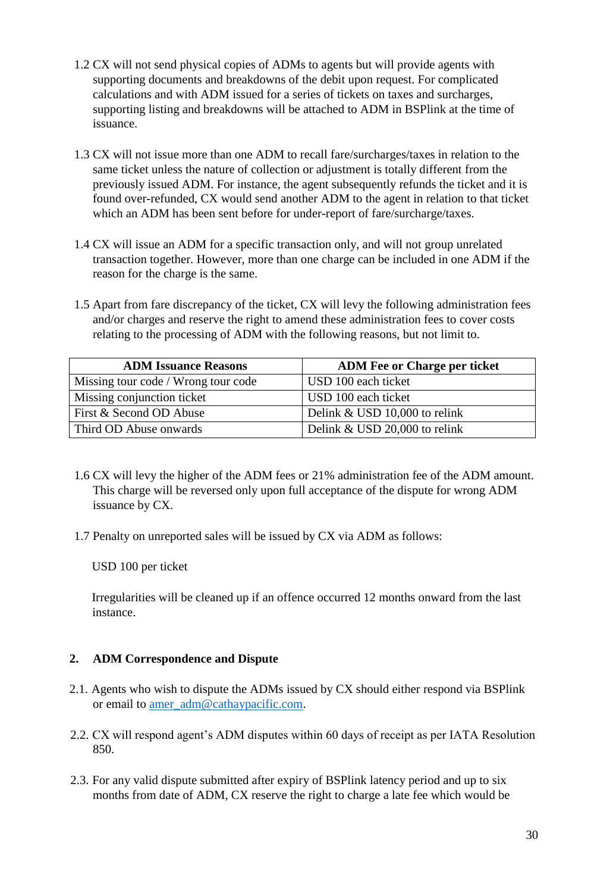1.2 CX will not send physical copies of ADMs to agents but will provide agents with supporting documents and breakdowns of the debit upon request. For complicated calculations and with ADM issued for a series of tickets on taxes and surcharges, supporting listing and breakdowns will be attached to ADM in BSPlink at the time of issuance.

1.3 CX will not issue more than one ADM to recall fare/surcharges/taxes in relation to the same ticket unless the nature of collection or adjustment is totally different from the previously issued ADM. For instance, the agent subsequently refunds the ticket and it is found over-refunded, CX would send another ADM to the agent in relation to that ticket which an ADM has been sent before for under-report of fare/surcharge/taxes.

1.4 CX will issue an ADM for a specific transaction only, and will not group unrelated transaction together. However, more than one charge can be included in one ADM if the reason for the charge is the same.

1.5 Apart from fare discrepancy of the ticket, CX will levy the following administration fees and/or charges and reserve the right to amend these administration fees to cover costs relating to the processing of ADM with the following reasons, but not limit to.

| ADM Issuance Reasons | ADM Fee or Charge per ticket |
| --- | --- |
| Missing tour code / Wrong tour code | USD 100 each ticket |
| Missing conjunction ticket | USD 100 each ticket |
| First & Second OD Abuse | Delink & USD 10,000 to relink |
| Third OD Abuse onwards | Delink & USD 20,000 to relink |

1.6 CX will levy the higher of the ADM fees or 21% administration fee of the ADM amount. This charge will be reversed only upon full acceptance of the dispute for wrong ADM issuance by CX.

1.7 Penalty on unreported sales will be issued by CX via ADM as follows:

USD 100 per ticket

Irregularities will be cleaned up if an offence occurred 12 months onward from the last instance.

## 2. ADM Correspondence and Dispute

2.1. Agents who wish to dispute the ADMs issued by CX should either respond via BSPlink or email to amer_adm@cathaypacific.com.

2.2. CX will respond agent's ADM disputes within 60 days of receipt as per IATA Resolution 850.

2.3. For any valid dispute submitted after expiry of BSPlink latency period and up to six months from date of ADM, CX reserve the right to charge a late fee which would be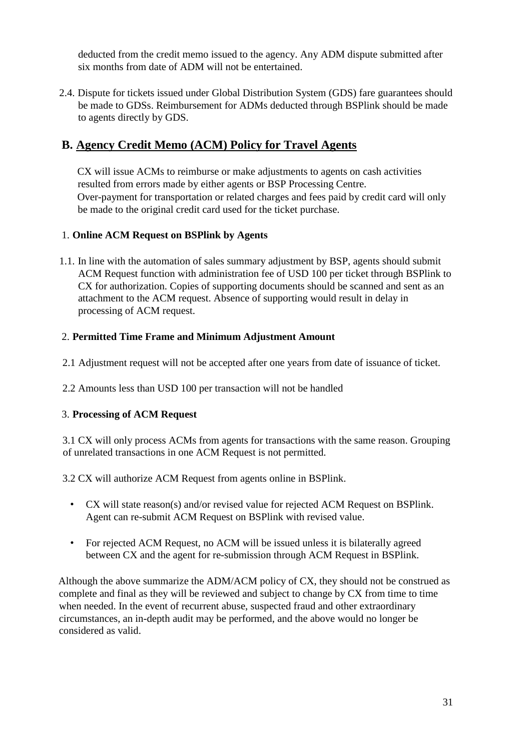deducted from the credit memo issued to the agency. Any ADM dispute submitted after six months from date of ADM will not be entertained.

2.4. Dispute for tickets issued under Global Distribution System (GDS) fare guarantees should be made to GDSs. Reimbursement for ADMs deducted through BSPlink should be made to agents directly by GDS.

## B. Agency Credit Memo (ACM) Policy for Travel Agents

CX will issue ACMs to reimburse or make adjustments to agents on cash activities resulted from errors made by either agents or BSP Processing Centre.
Over-payment for transportation or related charges and fees paid by credit card will only be made to the original credit card used for the ticket purchase.

1. **Online ACM Request on BSPlink by Agents**

1.1. In line with the automation of sales summary adjustment by BSP, agents should submit ACM Request function with administration fee of USD 100 per ticket through BSPlink to CX for authorization. Copies of supporting documents should be scanned and sent as an attachment to the ACM request. Absence of supporting would result in delay in processing of ACM request.

2. **Permitted Time Frame and Minimum Adjustment Amount**

2.1 Adjustment request will not be accepted after one years from date of issuance of ticket.

2.2 Amounts less than USD 100 per transaction will not be handled

3. **Processing of ACM Request**

3.1 CX will only process ACMs from agents for transactions with the same reason. Grouping of unrelated transactions in one ACM Request is not permitted.

3.2 CX will authorize ACM Request from agents online in BSPlink.

- CX will state reason(s) and/or revised value for rejected ACM Request on BSPlink. Agent can re-submit ACM Request on BSPlink with revised value.
- For rejected ACM Request, no ACM will be issued unless it is bilaterally agreed between CX and the agent for re-submission through ACM Request in BSPlink.

Although the above summarize the ADM/ACM policy of CX, they should not be construed as complete and final as they will be reviewed and subject to change by CX from time to time when needed. In the event of recurrent abuse, suspected fraud and other extraordinary circumstances, an in-depth audit may be performed, and the above would no longer be considered as valid.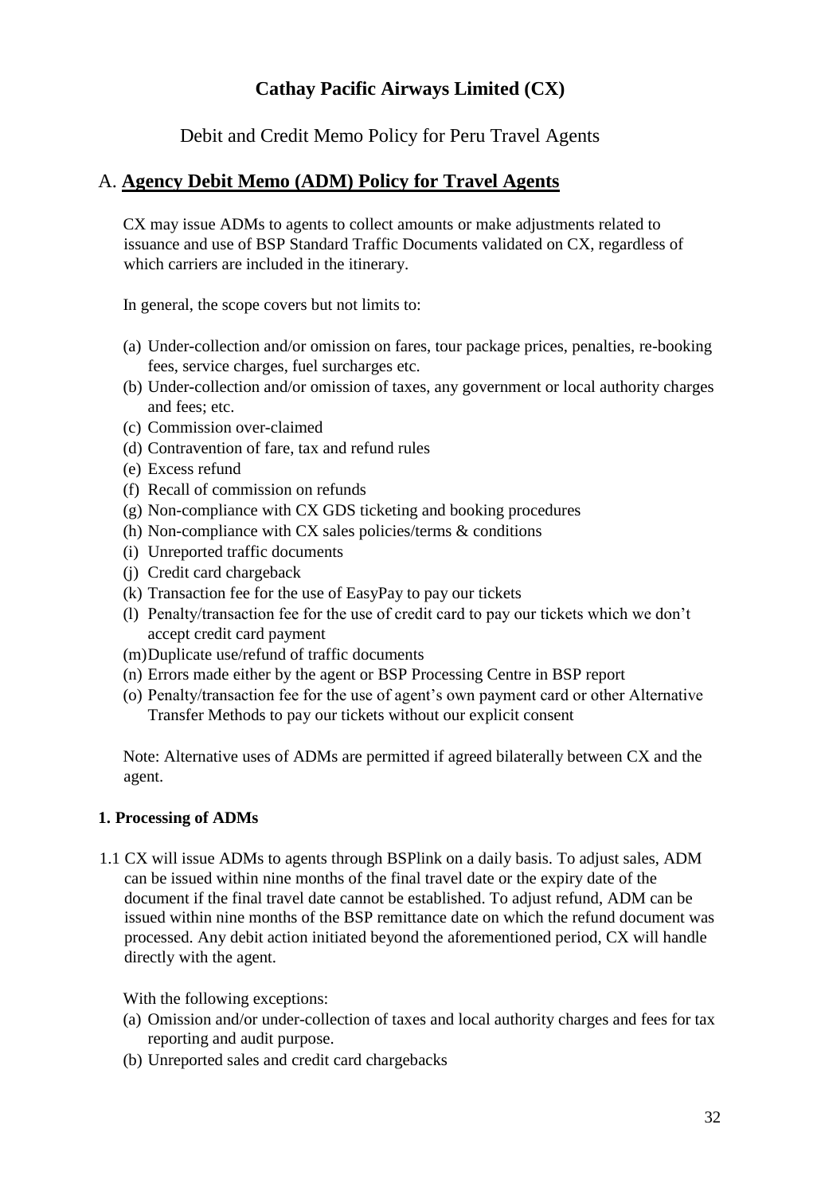# Cathay Pacific Airways Limited (CX)

Debit and Credit Memo Policy for Peru Travel Agents

## A. Agency Debit Memo (ADM) Policy for Travel Agents

CX may issue ADMs to agents to collect amounts or make adjustments related to issuance and use of BSP Standard Traffic Documents validated on CX, regardless of which carriers are included in the itinerary.

In general, the scope covers but not limits to:

(a) Under-collection and/or omission on fares, tour package prices, penalties, re-booking fees, service charges, fuel surcharges etc.
(b) Under-collection and/or omission of taxes, any government or local authority charges and fees; etc.
(c) Commission over-claimed
(d) Contravention of fare, tax and refund rules
(e) Excess refund
(f) Recall of commission on refunds
(g) Non-compliance with CX GDS ticketing and booking procedures
(h) Non-compliance with CX sales policies/terms & conditions
(i) Unreported traffic documents
(j) Credit card chargeback
(k) Transaction fee for the use of EasyPay to pay our tickets
(l) Penalty/transaction fee for the use of credit card to pay our tickets which we don't accept credit card payment
(m) Duplicate use/refund of traffic documents
(n) Errors made either by the agent or BSP Processing Centre in BSP report
(o) Penalty/transaction fee for the use of agent's own payment card or other Alternative Transfer Methods to pay our tickets without our explicit consent

Note: Alternative uses of ADMs are permitted if agreed bilaterally between CX and the agent.

### 1. Processing of ADMs

1.1 CX will issue ADMs to agents through BSPlink on a daily basis. To adjust sales, ADM can be issued within nine months of the final travel date or the expiry date of the document if the final travel date cannot be established. To adjust refund, ADM can be issued within nine months of the BSP remittance date on which the refund document was processed. Any debit action initiated beyond the aforementioned period, CX will handle directly with the agent.

With the following exceptions:

(a) Omission and/or under-collection of taxes and local authority charges and fees for tax reporting and audit purpose.
(b) Unreported sales and credit card chargebacks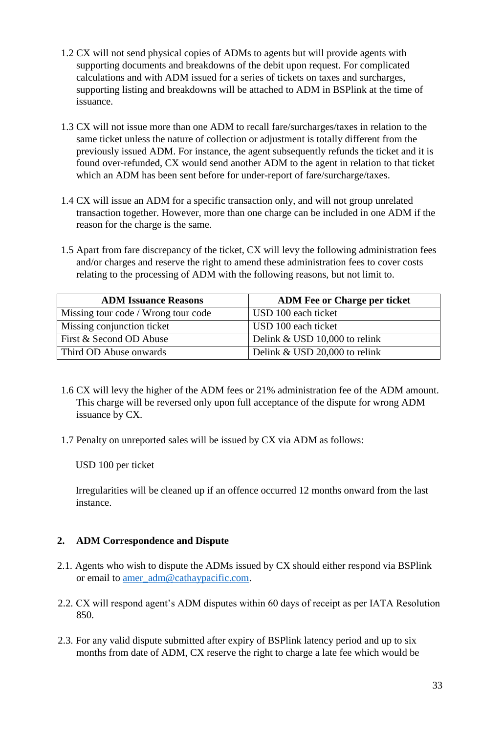1.2 CX will not send physical copies of ADMs to agents but will provide agents with supporting documents and breakdowns of the debit upon request. For complicated calculations and with ADM issued for a series of tickets on taxes and surcharges, supporting listing and breakdowns will be attached to ADM in BSPlink at the time of issuance.

1.3 CX will not issue more than one ADM to recall fare/surcharges/taxes in relation to the same ticket unless the nature of collection or adjustment is totally different from the previously issued ADM. For instance, the agent subsequently refunds the ticket and it is found over-refunded, CX would send another ADM to the agent in relation to that ticket which an ADM has been sent before for under-report of fare/surcharge/taxes.

1.4 CX will issue an ADM for a specific transaction only, and will not group unrelated transaction together. However, more than one charge can be included in one ADM if the reason for the charge is the same.

1.5 Apart from fare discrepancy of the ticket, CX will levy the following administration fees and/or charges and reserve the right to amend these administration fees to cover costs relating to the processing of ADM with the following reasons, but not limit to.

| ADM Issuance Reasons | ADM Fee or Charge per ticket |
|---|---|
| Missing tour code / Wrong tour code | USD 100 each ticket |
| Missing conjunction ticket | USD 100 each ticket |
| First & Second OD Abuse | Delink & USD 10,000 to relink |
| Third OD Abuse onwards | Delink & USD 20,000 to relink |

1.6 CX will levy the higher of the ADM fees or 21% administration fee of the ADM amount. This charge will be reversed only upon full acceptance of the dispute for wrong ADM issuance by CX.

1.7 Penalty on unreported sales will be issued by CX via ADM as follows:

USD 100 per ticket

Irregularities will be cleaned up if an offence occurred 12 months onward from the last instance.

## 2. ADM Correspondence and Dispute

2.1. Agents who wish to dispute the ADMs issued by CX should either respond via BSPlink or email to amer_adm@cathaypacific.com.

2.2. CX will respond agent's ADM disputes within 60 days of receipt as per IATA Resolution 850.

2.3. For any valid dispute submitted after expiry of BSPlink latency period and up to six months from date of ADM, CX reserve the right to charge a late fee which would be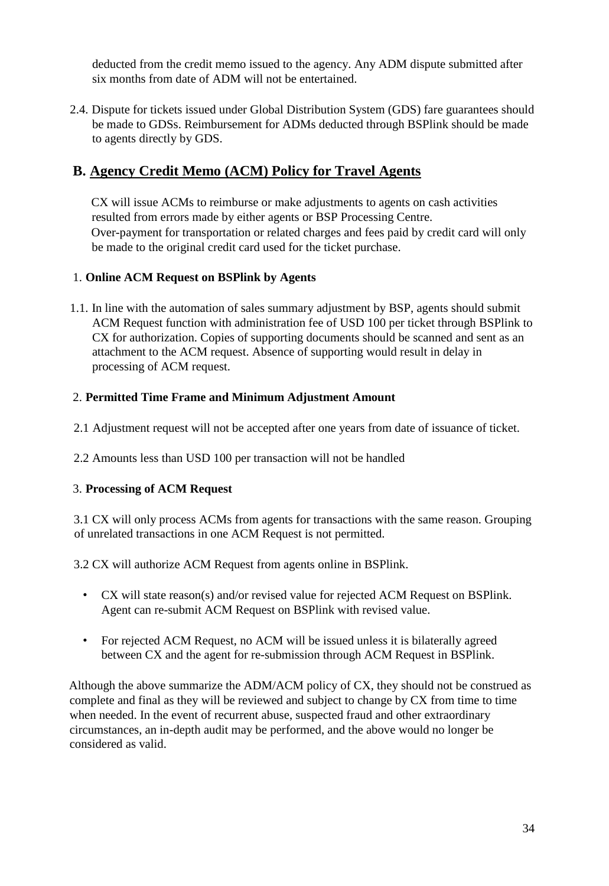deducted from the credit memo issued to the agency. Any ADM dispute submitted after six months from date of ADM will not be entertained.

2.4. Dispute for tickets issued under Global Distribution System (GDS) fare guarantees should be made to GDSs. Reimbursement for ADMs deducted through BSPlink should be made to agents directly by GDS.

## B. Agency Credit Memo (ACM) Policy for Travel Agents

CX will issue ACMs to reimburse or make adjustments to agents on cash activities resulted from errors made by either agents or BSP Processing Centre.
Over-payment for transportation or related charges and fees paid by credit card will only be made to the original credit card used for the ticket purchase.

1. **Online ACM Request on BSPlink by Agents**

1.1. In line with the automation of sales summary adjustment by BSP, agents should submit ACM Request function with administration fee of USD 100 per ticket through BSPlink to CX for authorization. Copies of supporting documents should be scanned and sent as an attachment to the ACM request. Absence of supporting would result in delay in processing of ACM request.

2. **Permitted Time Frame and Minimum Adjustment Amount**

2.1 Adjustment request will not be accepted after one years from date of issuance of ticket.

2.2 Amounts less than USD 100 per transaction will not be handled

3. **Processing of ACM Request**

3.1 CX will only process ACMs from agents for transactions with the same reason. Grouping of unrelated transactions in one ACM Request is not permitted.

3.2 CX will authorize ACM Request from agents online in BSPlink.

- CX will state reason(s) and/or revised value for rejected ACM Request on BSPlink. Agent can re-submit ACM Request on BSPlink with revised value.
- For rejected ACM Request, no ACM will be issued unless it is bilaterally agreed between CX and the agent for re-submission through ACM Request in BSPlink.

Although the above summarize the ADM/ACM policy of CX, they should not be construed as complete and final as they will be reviewed and subject to change by CX from time to time when needed. In the event of recurrent abuse, suspected fraud and other extraordinary circumstances, an in-depth audit may be performed, and the above would no longer be considered as valid.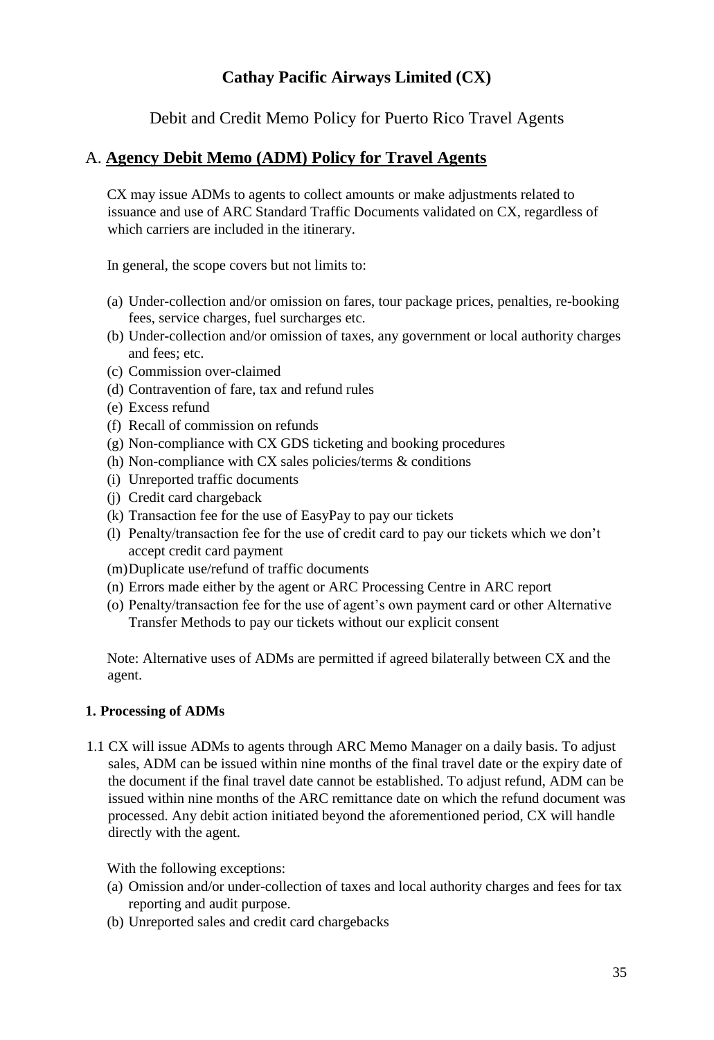# Cathay Pacific Airways Limited (CX)

Debit and Credit Memo Policy for Puerto Rico Travel Agents

## A. Agency Debit Memo (ADM) Policy for Travel Agents

CX may issue ADMs to agents to collect amounts or make adjustments related to issuance and use of ARC Standard Traffic Documents validated on CX, regardless of which carriers are included in the itinerary.

In general, the scope covers but not limits to:

(a) Under-collection and/or omission on fares, tour package prices, penalties, re-booking fees, service charges, fuel surcharges etc.
(b) Under-collection and/or omission of taxes, any government or local authority charges and fees; etc.
(c) Commission over-claimed
(d) Contravention of fare, tax and refund rules
(e) Excess refund
(f) Recall of commission on refunds
(g) Non-compliance with CX GDS ticketing and booking procedures
(h) Non-compliance with CX sales policies/terms & conditions
(i) Unreported traffic documents
(j) Credit card chargeback
(k) Transaction fee for the use of EasyPay to pay our tickets
(l) Penalty/transaction fee for the use of credit card to pay our tickets which we don't accept credit card payment
(m) Duplicate use/refund of traffic documents
(n) Errors made either by the agent or ARC Processing Centre in ARC report
(o) Penalty/transaction fee for the use of agent's own payment card or other Alternative Transfer Methods to pay our tickets without our explicit consent

Note: Alternative uses of ADMs are permitted if agreed bilaterally between CX and the agent.

### 1. Processing of ADMs

1.1 CX will issue ADMs to agents through ARC Memo Manager on a daily basis. To adjust sales, ADM can be issued within nine months of the final travel date or the expiry date of the document if the final travel date cannot be established. To adjust refund, ADM can be issued within nine months of the ARC remittance date on which the refund document was processed. Any debit action initiated beyond the aforementioned period, CX will handle directly with the agent.

With the following exceptions:

(a) Omission and/or under-collection of taxes and local authority charges and fees for tax reporting and audit purpose.
(b) Unreported sales and credit card chargebacks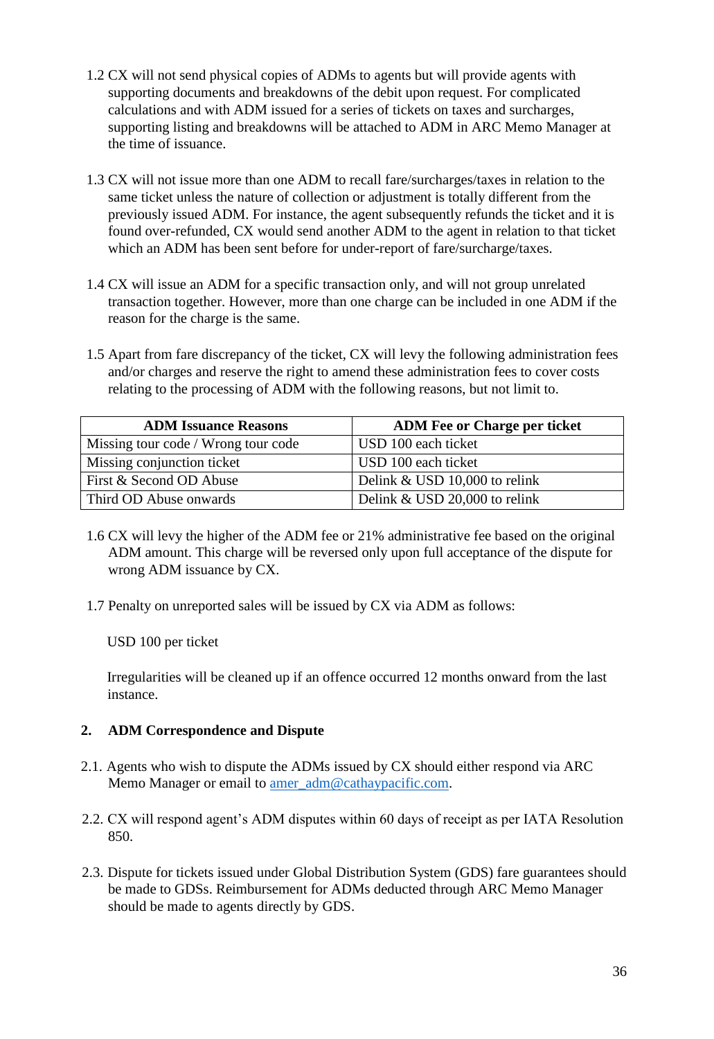1.2 CX will not send physical copies of ADMs to agents but will provide agents with supporting documents and breakdowns of the debit upon request. For complicated calculations and with ADM issued for a series of tickets on taxes and surcharges, supporting listing and breakdowns will be attached to ADM in ARC Memo Manager at the time of issuance.

1.3 CX will not issue more than one ADM to recall fare/surcharges/taxes in relation to the same ticket unless the nature of collection or adjustment is totally different from the previously issued ADM. For instance, the agent subsequently refunds the ticket and it is found over-refunded, CX would send another ADM to the agent in relation to that ticket which an ADM has been sent before for under-report of fare/surcharge/taxes.

1.4 CX will issue an ADM for a specific transaction only, and will not group unrelated transaction together. However, more than one charge can be included in one ADM if the reason for the charge is the same.

1.5 Apart from fare discrepancy of the ticket, CX will levy the following administration fees and/or charges and reserve the right to amend these administration fees to cover costs relating to the processing of ADM with the following reasons, but not limit to.

| ADM Issuance Reasons | ADM Fee or Charge per ticket |
|---|---|
| Missing tour code / Wrong tour code | USD 100 each ticket |
| Missing conjunction ticket | USD 100 each ticket |
| First & Second OD Abuse | Delink & USD 10,000 to relink |
| Third OD Abuse onwards | Delink & USD 20,000 to relink |

1.6 CX will levy the higher of the ADM fee or 21% administrative fee based on the original ADM amount. This charge will be reversed only upon full acceptance of the dispute for wrong ADM issuance by CX.

1.7 Penalty on unreported sales will be issued by CX via ADM as follows:

USD 100 per ticket

Irregularities will be cleaned up if an offence occurred 12 months onward from the last instance.

## 2. ADM Correspondence and Dispute

2.1. Agents who wish to dispute the ADMs issued by CX should either respond via ARC Memo Manager or email to amer_adm@cathaypacific.com.

2.2. CX will respond agent's ADM disputes within 60 days of receipt as per IATA Resolution 850.

2.3. Dispute for tickets issued under Global Distribution System (GDS) fare guarantees should be made to GDSs. Reimbursement for ADMs deducted through ARC Memo Manager should be made to agents directly by GDS.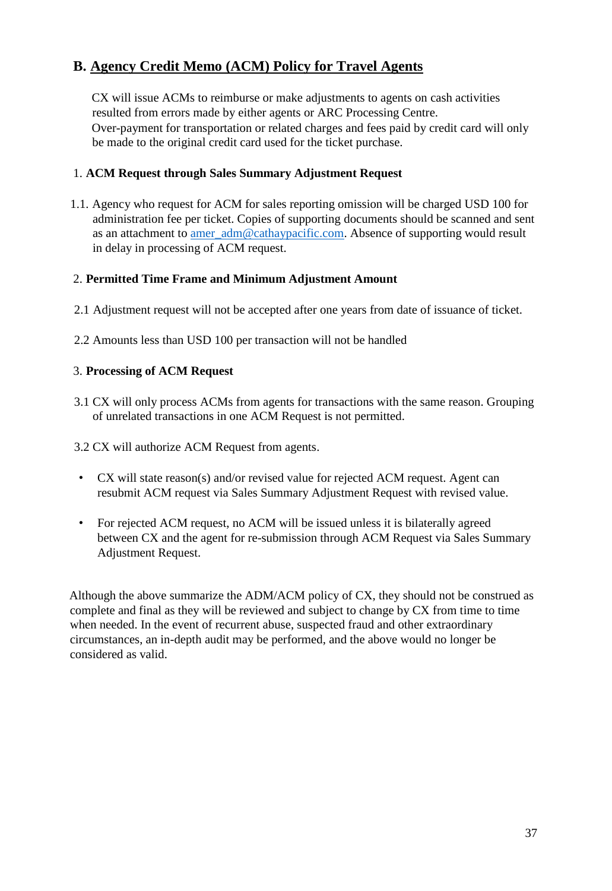## B. Agency Credit Memo (ACM) Policy for Travel Agents

CX will issue ACMs to reimburse or make adjustments to agents on cash activities resulted from errors made by either agents or ARC Processing Centre.
Over-payment for transportation or related charges and fees paid by credit card will only be made to the original credit card used for the ticket purchase.

### 1. ACM Request through Sales Summary Adjustment Request

1.1. Agency who request for ACM for sales reporting omission will be charged USD 100 for administration fee per ticket. Copies of supporting documents should be scanned and sent as an attachment to amer_adm@cathaypacific.com. Absence of supporting would result in delay in processing of ACM request.

### 2. Permitted Time Frame and Minimum Adjustment Amount

2.1 Adjustment request will not be accepted after one years from date of issuance of ticket.

2.2 Amounts less than USD 100 per transaction will not be handled

### 3. Processing of ACM Request

3.1 CX will only process ACMs from agents for transactions with the same reason. Grouping of unrelated transactions in one ACM Request is not permitted.

3.2 CX will authorize ACM Request from agents.

- CX will state reason(s) and/or revised value for rejected ACM request. Agent can resubmit ACM request via Sales Summary Adjustment Request with revised value.
- For rejected ACM request, no ACM will be issued unless it is bilaterally agreed between CX and the agent for re-submission through ACM Request via Sales Summary Adjustment Request.

Although the above summarize the ADM/ACM policy of CX, they should not be construed as complete and final as they will be reviewed and subject to change by CX from time to time when needed. In the event of recurrent abuse, suspected fraud and other extraordinary circumstances, an in-depth audit may be performed, and the above would no longer be considered as valid.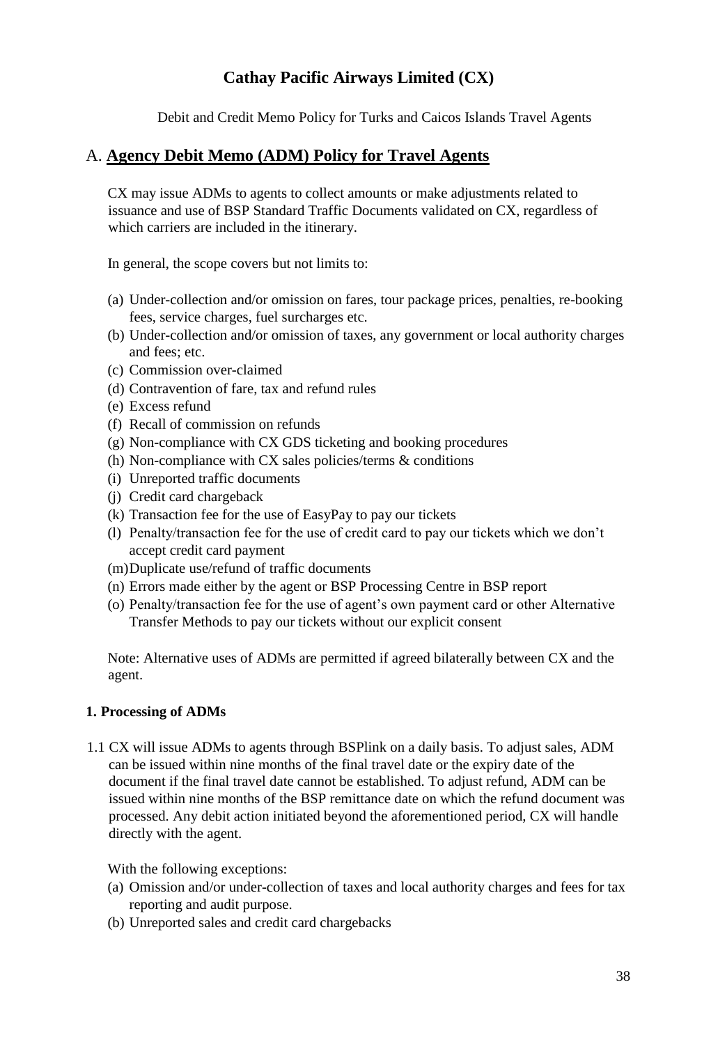# Cathay Pacific Airways Limited (CX)

Debit and Credit Memo Policy for Turks and Caicos Islands Travel Agents

## A. Agency Debit Memo (ADM) Policy for Travel Agents

CX may issue ADMs to agents to collect amounts or make adjustments related to issuance and use of BSP Standard Traffic Documents validated on CX, regardless of which carriers are included in the itinerary.

In general, the scope covers but not limits to:

(a) Under-collection and/or omission on fares, tour package prices, penalties, re-booking fees, service charges, fuel surcharges etc.
(b) Under-collection and/or omission of taxes, any government or local authority charges and fees; etc.
(c) Commission over-claimed
(d) Contravention of fare, tax and refund rules
(e) Excess refund
(f) Recall of commission on refunds
(g) Non-compliance with CX GDS ticketing and booking procedures
(h) Non-compliance with CX sales policies/terms & conditions
(i) Unreported traffic documents
(j) Credit card chargeback
(k) Transaction fee for the use of EasyPay to pay our tickets
(l) Penalty/transaction fee for the use of credit card to pay our tickets which we don't accept credit card payment
(m) Duplicate use/refund of traffic documents
(n) Errors made either by the agent or BSP Processing Centre in BSP report
(o) Penalty/transaction fee for the use of agent's own payment card or other Alternative Transfer Methods to pay our tickets without our explicit consent

Note: Alternative uses of ADMs are permitted if agreed bilaterally between CX and the agent.

### 1. Processing of ADMs

1.1 CX will issue ADMs to agents through BSPlink on a daily basis. To adjust sales, ADM can be issued within nine months of the final travel date or the expiry date of the document if the final travel date cannot be established. To adjust refund, ADM can be issued within nine months of the BSP remittance date on which the refund document was processed. Any debit action initiated beyond the aforementioned period, CX will handle directly with the agent.

With the following exceptions:

(a) Omission and/or under-collection of taxes and local authority charges and fees for tax reporting and audit purpose.
(b) Unreported sales and credit card chargebacks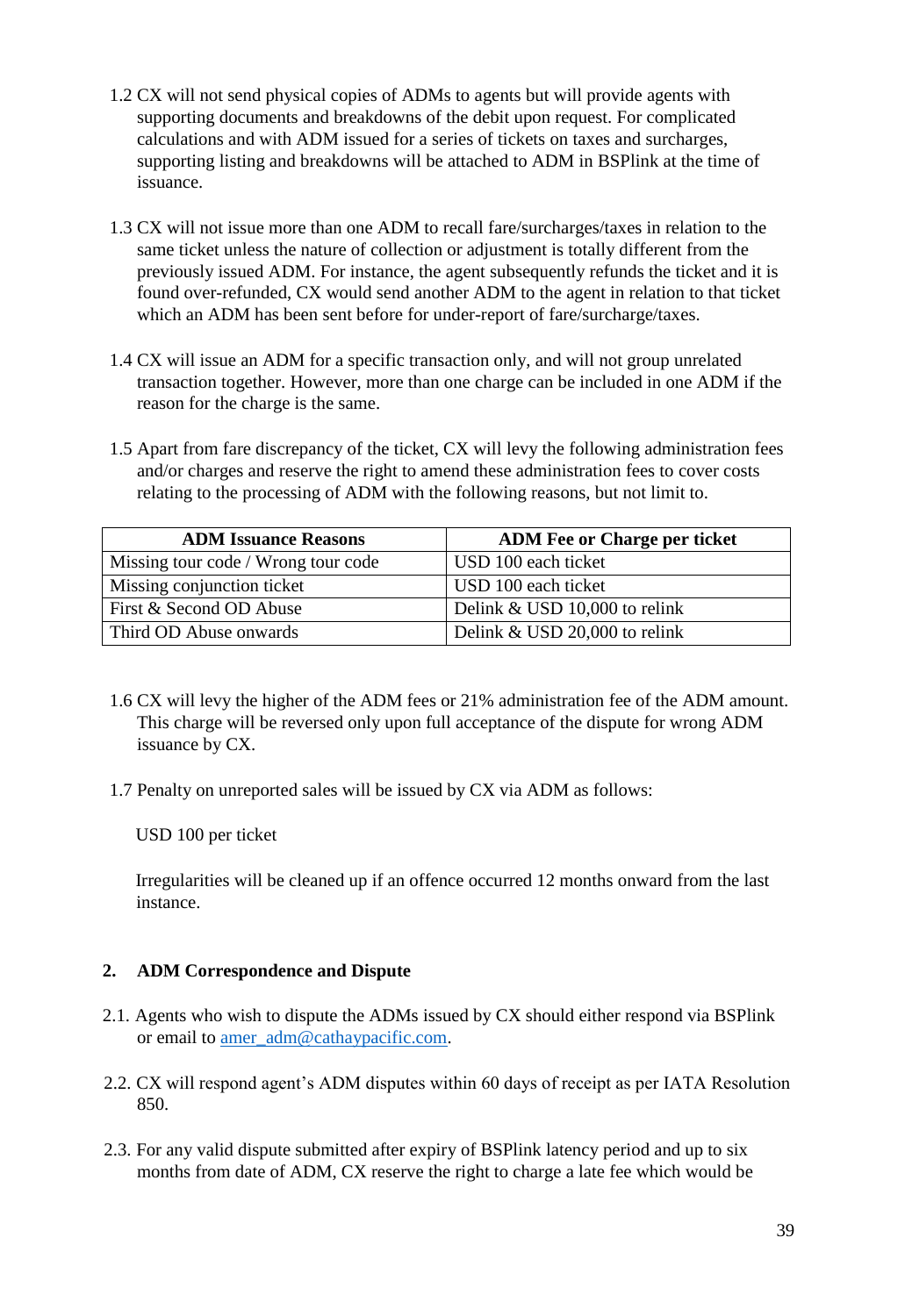1.2 CX will not send physical copies of ADMs to agents but will provide agents with supporting documents and breakdowns of the debit upon request. For complicated calculations and with ADM issued for a series of tickets on taxes and surcharges, supporting listing and breakdowns will be attached to ADM in BSPlink at the time of issuance.

1.3 CX will not issue more than one ADM to recall fare/surcharges/taxes in relation to the same ticket unless the nature of collection or adjustment is totally different from the previously issued ADM. For instance, the agent subsequently refunds the ticket and it is found over-refunded, CX would send another ADM to the agent in relation to that ticket which an ADM has been sent before for under-report of fare/surcharge/taxes.

1.4 CX will issue an ADM for a specific transaction only, and will not group unrelated transaction together. However, more than one charge can be included in one ADM if the reason for the charge is the same.

1.5 Apart from fare discrepancy of the ticket, CX will levy the following administration fees and/or charges and reserve the right to amend these administration fees to cover costs relating to the processing of ADM with the following reasons, but not limit to.

| ADM Issuance Reasons | ADM Fee or Charge per ticket |
| --- | --- |
| Missing tour code / Wrong tour code | USD 100 each ticket |
| Missing conjunction ticket | USD 100 each ticket |
| First & Second OD Abuse | Delink & USD 10,000 to relink |
| Third OD Abuse onwards | Delink & USD 20,000 to relink |

1.6 CX will levy the higher of the ADM fees or 21% administration fee of the ADM amount. This charge will be reversed only upon full acceptance of the dispute for wrong ADM issuance by CX.

1.7 Penalty on unreported sales will be issued by CX via ADM as follows:

USD 100 per ticket

Irregularities will be cleaned up if an offence occurred 12 months onward from the last instance.

## 2. ADM Correspondence and Dispute

2.1. Agents who wish to dispute the ADMs issued by CX should either respond via BSPlink or email to amer_adm@cathaypacific.com.

2.2. CX will respond agent's ADM disputes within 60 days of receipt as per IATA Resolution 850.

2.3. For any valid dispute submitted after expiry of BSPlink latency period and up to six months from date of ADM, CX reserve the right to charge a late fee which would be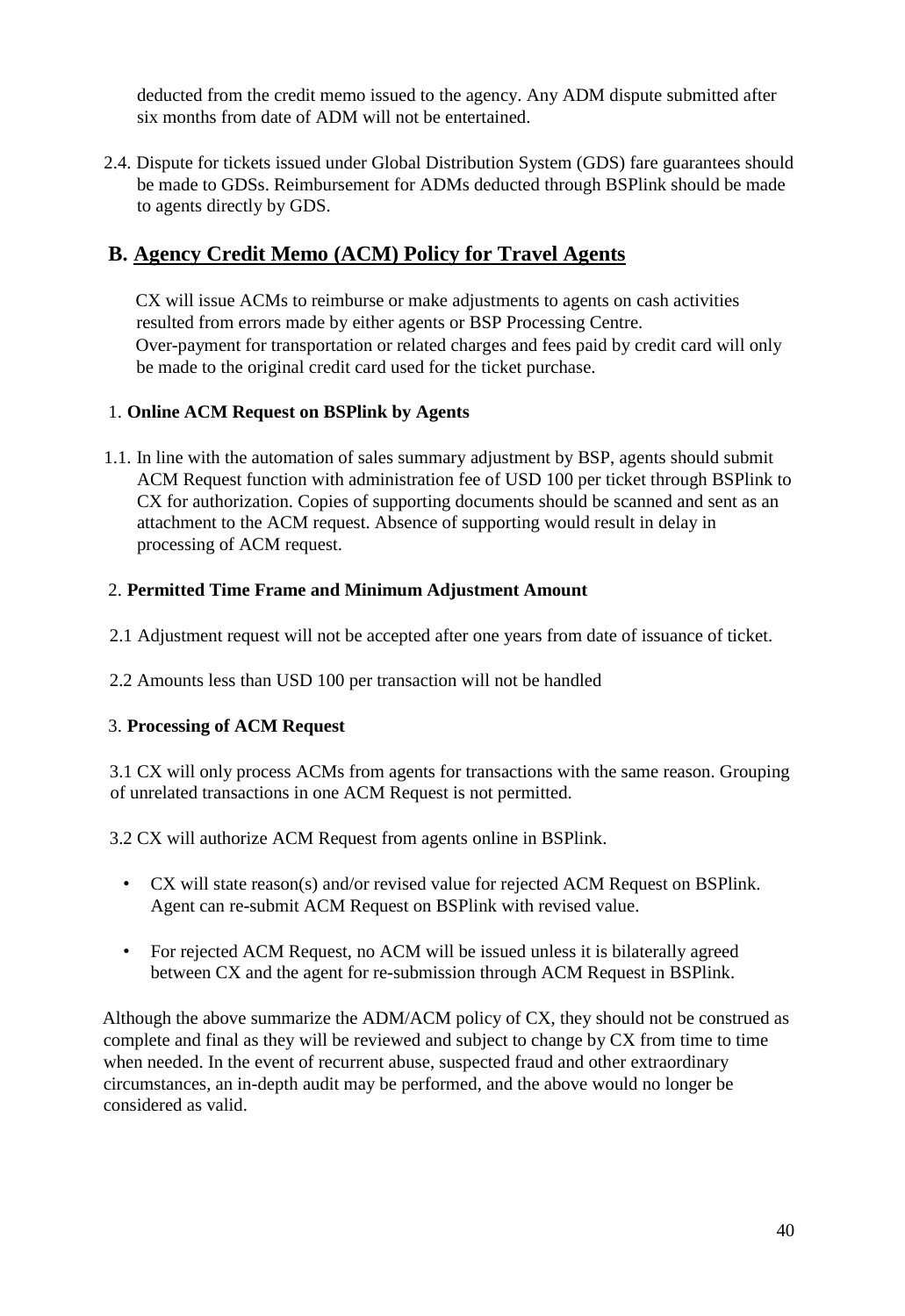deducted from the credit memo issued to the agency. Any ADM dispute submitted after six months from date of ADM will not be entertained.

2.4. Dispute for tickets issued under Global Distribution System (GDS) fare guarantees should be made to GDSs. Reimbursement for ADMs deducted through BSPlink should be made to agents directly by GDS.

## B. Agency Credit Memo (ACM) Policy for Travel Agents

CX will issue ACMs to reimburse or make adjustments to agents on cash activities resulted from errors made by either agents or BSP Processing Centre. Over-payment for transportation or related charges and fees paid by credit card will only be made to the original credit card used for the ticket purchase.

1. **Online ACM Request on BSPlink by Agents**

1.1. In line with the automation of sales summary adjustment by BSP, agents should submit ACM Request function with administration fee of USD 100 per ticket through BSPlink to CX for authorization. Copies of supporting documents should be scanned and sent as an attachment to the ACM request. Absence of supporting would result in delay in processing of ACM request.

2. **Permitted Time Frame and Minimum Adjustment Amount**

2.1 Adjustment request will not be accepted after one years from date of issuance of ticket.

2.2 Amounts less than USD 100 per transaction will not be handled

3. **Processing of ACM Request**

3.1 CX will only process ACMs from agents for transactions with the same reason. Grouping of unrelated transactions in one ACM Request is not permitted.

3.2 CX will authorize ACM Request from agents online in BSPlink.

- CX will state reason(s) and/or revised value for rejected ACM Request on BSPlink. Agent can re-submit ACM Request on BSPlink with revised value.
- For rejected ACM Request, no ACM will be issued unless it is bilaterally agreed between CX and the agent for re-submission through ACM Request in BSPlink.

Although the above summarize the ADM/ACM policy of CX, they should not be construed as complete and final as they will be reviewed and subject to change by CX from time to time when needed. In the event of recurrent abuse, suspected fraud and other extraordinary circumstances, an in-depth audit may be performed, and the above would no longer be considered as valid.